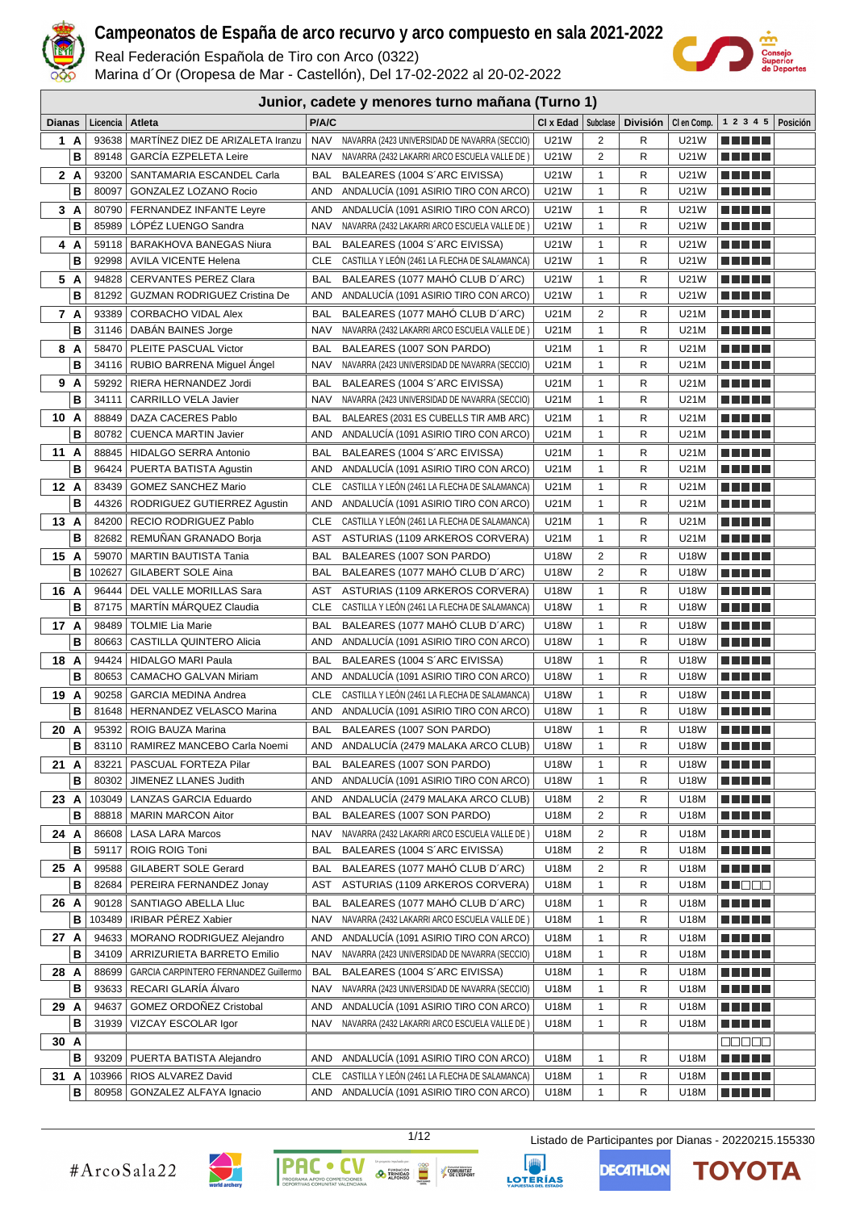# Campeonatos de España de arco recurvo y arco compuesto en sala 2021-2022

Real Federación Española de Tiro con Arco (0322)
Marina d´Or (Oropesa de Mar - Castellón), Del 17-02-2022 al 20-02-2022

## Junior, cadete y menores turno mañana (Turno 1)

| Dianas | | Licencia | Atleta | P/A/C | | Cl x Edad | Subclase | División | Cl en Comp. | 1 2 3 4 5 | Posición |
|---|---|---|---|---|---|---|---|---|---|---|---|
| 1 | A | 93638 | MARTÍNEZ DIEZ DE ARIZALETA Iranzu | NAV | NAVARRA (2423 UNIVERSIDAD DE NAVARRA (SECCIO) | U21W | 2 | R | U21W | | |
| | B | 89148 | GARCÍA EZPELETA Leire | NAV | NAVARRA (2432 LAKARRI ARCO ESCUELA VALLE DE ) | U21W | 2 | R | U21W | | |
| 2 | A | 93200 | SANTAMARIA ESCANDEL Carla | BAL | BALEARES (1004 S´ARC EIVISSA) | U21W | 1 | R | U21W | | |
| | B | 80097 | GONZALEZ LOZANO Rocio | AND | ANDALUCÍA (1091 ASIRIO TIRO CON ARCO) | U21W | 1 | R | U21W | | |
| 3 | A | 80790 | FERNANDEZ INFANTE Leyre | AND | ANDALUCÍA (1091 ASIRIO TIRO CON ARCO) | U21W | 1 | R | U21W | | |
| | B | 85989 | LÓPÉZ LUENGO Sandra | NAV | NAVARRA (2432 LAKARRI ARCO ESCUELA VALLE DE ) | U21W | 1 | R | U21W | | |
| 4 | A | 59118 | BARAKHOVA BANEGAS Niura | BAL | BALEARES (1004 S´ARC EIVISSA) | U21W | 1 | R | U21W | | |
| | B | 92998 | AVILA VICENTE Helena | CLE | CASTILLA Y LEÓN (2461 LA FLECHA DE SALAMANCA) | U21W | 1 | R | U21W | | |
| 5 | A | 94828 | CERVANTES PEREZ Clara | BAL | BALEARES (1077 MAHÓ CLUB D´ARC) | U21W | 1 | R | U21W | | |
| | B | 81292 | GUZMAN RODRIGUEZ Cristina De | AND | ANDALUCÍA (1091 ASIRIO TIRO CON ARCO) | U21W | 1 | R | U21W | | |
| 7 | A | 93389 | CORBACHO VIDAL Alex | BAL | BALEARES (1077 MAHÓ CLUB D´ARC) | U21M | 2 | R | U21M | | |
| | B | 31146 | DABÁN BAINES Jorge | NAV | NAVARRA (2432 LAKARRI ARCO ESCUELA VALLE DE ) | U21M | 1 | R | U21M | | |
| 8 | A | 58470 | PLEITE PASCUAL Victor | BAL | BALEARES (1007 SON PARDO) | U21M | 1 | R | U21M | | |
| | B | 34116 | RUBIO BARRENA Miguel Ángel | NAV | NAVARRA (2423 UNIVERSIDAD DE NAVARRA (SECCIO) | U21M | 1 | R | U21M | | |
| 9 | A | 59292 | RIERA HERNANDEZ Jordi | BAL | BALEARES (1004 S´ARC EIVISSA) | U21M | 1 | R | U21M | | |
| | B | 34111 | CARRILLO VELA Javier | NAV | NAVARRA (2423 UNIVERSIDAD DE NAVARRA (SECCIO) | U21M | 1 | R | U21M | | |
| 10 | A | 88849 | DAZA CACERES Pablo | BAL | BALEARES (2031 ES CUBELLS TIR AMB ARC) | U21M | 1 | R | U21M | | |
| | B | 80782 | CUENCA MARTIN Javier | AND | ANDALUCÍA (1091 ASIRIO TIRO CON ARCO) | U21M | 1 | R | U21M | | |
| 11 | A | 88845 | HIDALGO SERRA Antonio | BAL | BALEARES (1004 S´ARC EIVISSA) | U21M | 1 | R | U21M | | |
| | B | 96424 | PUERTA BATISTA Agustin | AND | ANDALUCÍA (1091 ASIRIO TIRO CON ARCO) | U21M | 1 | R | U21M | | |
| 12 | A | 83439 | GOMEZ SANCHEZ Mario | CLE | CASTILLA Y LEÓN (2461 LA FLECHA DE SALAMANCA) | U21M | 1 | R | U21M | | |
| | B | 44326 | RODRIGUEZ GUTIERREZ Agustin | AND | ANDALUCÍA (1091 ASIRIO TIRO CON ARCO) | U21M | 1 | R | U21M | | |
| 13 | A | 84200 | RECIO RODRIGUEZ Pablo | CLE | CASTILLA Y LEÓN (2461 LA FLECHA DE SALAMANCA) | U21M | 1 | R | U21M | | |
| | B | 82682 | REMUÑAN GRANADO Borja | AST | ASTURIAS (1109 ARKEROS CORVERA) | U21M | 1 | R | U21M | | |
| 15 | A | 59070 | MARTIN BAUTISTA Tania | BAL | BALEARES (1007 SON PARDO) | U18W | 2 | R | U18W | | |
| | B | 102627 | GILABERT SOLE Aina | BAL | BALEARES (1077 MAHÓ CLUB D´ARC) | U18W | 2 | R | U18W | | |
| 16 | A | 96444 | DEL VALLE MORILLAS Sara | AST | ASTURIAS (1109 ARKEROS CORVERA) | U18W | 1 | R | U18W | | |
| | B | 87175 | MARTÍN MÁRQUEZ Claudia | CLE | CASTILLA Y LEÓN (2461 LA FLECHA DE SALAMANCA) | U18W | 1 | R | U18W | | |
| 17 | A | 98489 | TOLMIE Lia Marie | BAL | BALEARES (1077 MAHÓ CLUB D´ARC) | U18W | 1 | R | U18W | | |
| | B | 80663 | CASTILLA QUINTERO Alicia | AND | ANDALUCÍA (1091 ASIRIO TIRO CON ARCO) | U18W | 1 | R | U18W | | |
| 18 | A | 94424 | HIDALGO MARI Paula | BAL | BALEARES (1004 S´ARC EIVISSA) | U18W | 1 | R | U18W | | |
| | B | 80653 | CAMACHO GALVAN Miriam | AND | ANDALUCÍA (1091 ASIRIO TIRO CON ARCO) | U18W | 1 | R | U18W | | |
| 19 | A | 90258 | GARCIA MEDINA Andrea | CLE | CASTILLA Y LEÓN (2461 LA FLECHA DE SALAMANCA) | U18W | 1 | R | U18W | | |
| | B | 81648 | HERNANDEZ VELASCO Marina | AND | ANDALUCÍA (1091 ASIRIO TIRO CON ARCO) | U18W | 1 | R | U18W | | |
| 20 | A | 95392 | ROIG BAUZA Marina | BAL | BALEARES (1007 SON PARDO) | U18W | 1 | R | U18W | | |
| | B | 83110 | RAMIREZ MANCEBO Carla Noemi | AND | ANDALUCÍA (2479 MALAKA ARCO CLUB) | U18W | 1 | R | U18W | | |
| 21 | A | 83221 | PASCUAL FORTEZA Pilar | BAL | BALEARES (1007 SON PARDO) | U18W | 1 | R | U18W | | |
| | B | 80302 | JIMENEZ LLANES Judith | AND | ANDALUCÍA (1091 ASIRIO TIRO CON ARCO) | U18W | 1 | R | U18W | | |
| 23 | A | 103049 | LANZAS GARCIA Eduardo | AND | ANDALUCÍA (2479 MALAKA ARCO CLUB) | U18M | 2 | R | U18M | | |
| | B | 88818 | MARIN MARCON Aitor | BAL | BALEARES (1007 SON PARDO) | U18M | 2 | R | U18M | | |
| 24 | A | 86608 | LASA LARA Marcos | NAV | NAVARRA (2432 LAKARRI ARCO ESCUELA VALLE DE ) | U18M | 2 | R | U18M | | |
| | B | 59117 | ROIG ROIG Toni | BAL | BALEARES (1004 S´ARC EIVISSA) | U18M | 2 | R | U18M | | |
| 25 | A | 99588 | GILABERT SOLE Gerard | BAL | BALEARES (1077 MAHÓ CLUB D´ARC) | U18M | 2 | R | U18M | | |
| | B | 82684 | PEREIRA FERNANDEZ Jonay | AST | ASTURIAS (1109 ARKEROS CORVERA) | U18M | 1 | R | U18M | | |
| 26 | A | 90128 | SANTIAGO ABELLA Lluc | BAL | BALEARES (1077 MAHÓ CLUB D´ARC) | U18M | 1 | R | U18M | | |
| | B | 103489 | IRIBAR PÉREZ Xabier | NAV | NAVARRA (2432 LAKARRI ARCO ESCUELA VALLE DE ) | U18M | 1 | R | U18M | | |
| 27 | A | 94633 | MORANO RODRIGUEZ Alejandro | AND | ANDALUCÍA (1091 ASIRIO TIRO CON ARCO) | U18M | 1 | R | U18M | | |
| | B | 34109 | ARRIZURIETA BARRETO Emilio | NAV | NAVARRA (2423 UNIVERSIDAD DE NAVARRA (SECCIO) | U18M | 1 | R | U18M | | |
| 28 | A | 88699 | GARCIA CARPINTERO FERNANDEZ Guillermo | BAL | BALEARES (1004 S´ARC EIVISSA) | U18M | 1 | R | U18M | | |
| | B | 93633 | RECARI GLARÍA Álvaro | NAV | NAVARRA (2423 UNIVERSIDAD DE NAVARRA (SECCIO) | U18M | 1 | R | U18M | | |
| 29 | A | 94637 | GOMEZ ORDOÑEZ Cristobal | AND | ANDALUCÍA (1091 ASIRIO TIRO CON ARCO) | U18M | 1 | R | U18M | | |
| | B | 31939 | VIZCAY ESCOLAR Igor | NAV | NAVARRA (2432 LAKARRI ARCO ESCUELA VALLE DE ) | U18M | 1 | R | U18M | | |
| 30 | A | | | | | | | | | | |
| | B | 93209 | PUERTA BATISTA Alejandro | AND | ANDALUCÍA (1091 ASIRIO TIRO CON ARCO) | U18M | 1 | R | U18M | | |
| 31 | A | 103966 | RIOS ALVAREZ David | CLE | CASTILLA Y LEÓN (2461 LA FLECHA DE SALAMANCA) | U18M | 1 | R | U18M | | |
| | B | 80958 | GONZALEZ ALFAYA Ignacio | AND | ANDALUCÍA (1091 ASIRIO TIRO CON ARCO) | U18M | 1 | R | U18M | | |

Listado de Participantes por Dianas - 20220215.155330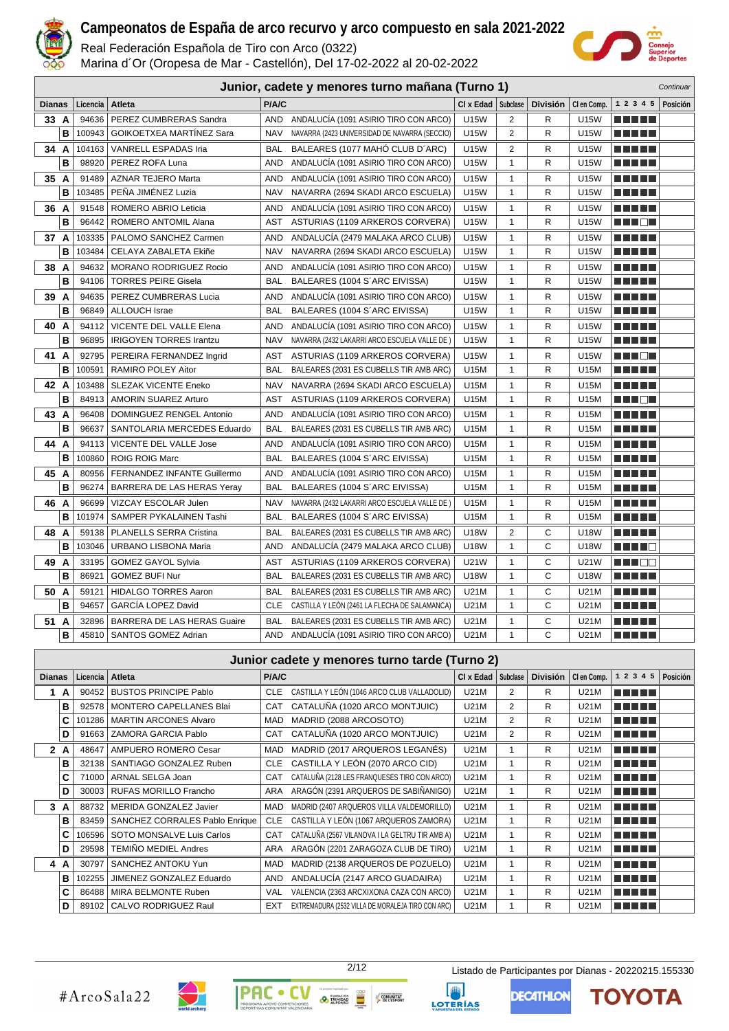# Campeonatos de España de arco recurvo y arco compuesto en sala 2021-2022

Real Federación Española de Tiro con Arco (0322)

Marina d´Or (Oropesa de Mar - Castellón), Del 17-02-2022 al 20-02-2022

## Junior, cadete y menores turno mañana (Turno 1)

*Continuar*

| Dianas | | Licencia | Atleta | P/A/C | | Cl x Edad | Subclase | División | Cl en Comp. | 1 2 3 4 5 | Posición |
|---|---|---|---|---|---|---|---|---|---|---|---|
| 33 | A | 94636 | PEREZ CUMBRERAS Sandra | AND | ANDALUCÍA (1091 ASIRIO TIRO CON ARCO) | U15W | 2 | R | U15W | | |
| | B | 100943 | GOIKOETXEA MARTÍNEZ Sara | NAV | NAVARRA (2423 UNIVERSIDAD DE NAVARRA (SECCIO) | U15W | 2 | R | U15W | | |
| 34 | A | 104163 | VANRELL ESPADAS Iria | BAL | BALEARES (1077 MAHÓ CLUB D´ARC) | U15W | 2 | R | U15W | | |
| | B | 98920 | PEREZ ROFA Luna | AND | ANDALUCÍA (1091 ASIRIO TIRO CON ARCO) | U15W | 1 | R | U15W | | |
| 35 | A | 91489 | AZNAR TEJERO Marta | AND | ANDALUCÍA (1091 ASIRIO TIRO CON ARCO) | U15W | 1 | R | U15W | | |
| | B | 103485 | PEÑA JIMÉNEZ Luzia | NAV | NAVARRA (2694 SKADI ARCO ESCUELA) | U15W | 1 | R | U15W | | |
| 36 | A | 91548 | ROMERO ABRIO Leticia | AND | ANDALUCÍA (1091 ASIRIO TIRO CON ARCO) | U15W | 1 | R | U15W | | |
| | B | 96442 | ROMERO ANTOMIL Alana | AST | ASTURIAS (1109 ARKEROS CORVERA) | U15W | 1 | R | U15W | | |
| 37 | A | 103335 | PALOMO SANCHEZ Carmen | AND | ANDALUCÍA (2479 MALAKA ARCO CLUB) | U15W | 1 | R | U15W | | |
| | B | 103484 | CELAYA ZABALETA Ekiñe | NAV | NAVARRA (2694 SKADI ARCO ESCUELA) | U15W | 1 | R | U15W | | |
| 38 | A | 94632 | MORANO RODRIGUEZ Rocio | AND | ANDALUCÍA (1091 ASIRIO TIRO CON ARCO) | U15W | 1 | R | U15W | | |
| | B | 94106 | TORRES PEIRE Gisela | BAL | BALEARES (1004 S´ARC EIVISSA) | U15W | 1 | R | U15W | | |
| 39 | A | 94635 | PEREZ CUMBRERAS Lucia | AND | ANDALUCÍA (1091 ASIRIO TIRO CON ARCO) | U15W | 1 | R | U15W | | |
| | B | 96849 | ALLOUCH Israe | BAL | BALEARES (1004 S´ARC EIVISSA) | U15W | 1 | R | U15W | | |
| 40 | A | 94112 | VICENTE DEL VALLE Elena | AND | ANDALUCÍA (1091 ASIRIO TIRO CON ARCO) | U15W | 1 | R | U15W | | |
| | B | 96895 | IRIGOYEN TORRES Irantzu | NAV | NAVARRA (2432 LAKARRI ARCO ESCUELA VALLE DE ) | U15W | 1 | R | U15W | | |
| 41 | A | 92795 | PEREIRA FERNANDEZ Ingrid | AST | ASTURIAS (1109 ARKEROS CORVERA) | U15W | 1 | R | U15W | | |
| | B | 100591 | RAMIRO POLEY Aitor | BAL | BALEARES (2031 ES CUBELLS TIR AMB ARC) | U15M | 1 | R | U15M | | |
| 42 | A | 103488 | SLEZAK VICENTE Eneko | NAV | NAVARRA (2694 SKADI ARCO ESCUELA) | U15M | 1 | R | U15M | | |
| | B | 84913 | AMORIN SUAREZ Arturo | AST | ASTURIAS (1109 ARKEROS CORVERA) | U15M | 1 | R | U15M | | |
| 43 | A | 96408 | DOMINGUEZ RENGEL Antonio | AND | ANDALUCÍA (1091 ASIRIO TIRO CON ARCO) | U15M | 1 | R | U15M | | |
| | B | 96637 | SANTOLARIA MERCEDES Eduardo | BAL | BALEARES (2031 ES CUBELLS TIR AMB ARC) | U15M | 1 | R | U15M | | |
| 44 | A | 94113 | VICENTE DEL VALLE Jose | AND | ANDALUCÍA (1091 ASIRIO TIRO CON ARCO) | U15M | 1 | R | U15M | | |
| | B | 100860 | ROIG ROIG Marc | BAL | BALEARES (1004 S´ARC EIVISSA) | U15M | 1 | R | U15M | | |
| 45 | A | 80956 | FERNANDEZ INFANTE Guillermo | AND | ANDALUCÍA (1091 ASIRIO TIRO CON ARCO) | U15M | 1 | R | U15M | | |
| | B | 96274 | BARRERA DE LAS HERAS Yeray | BAL | BALEARES (1004 S´ARC EIVISSA) | U15M | 1 | R | U15M | | |
| 46 | A | 96699 | VIZCAY ESCOLAR Julen | NAV | NAVARRA (2432 LAKARRI ARCO ESCUELA VALLE DE ) | U15M | 1 | R | U15M | | |
| | B | 101974 | SAMPER PYKALAINEN Tashi | BAL | BALEARES (1004 S´ARC EIVISSA) | U15M | 1 | R | U15M | | |
| 48 | A | 59138 | PLANELLS SERRA Cristina | BAL | BALEARES (2031 ES CUBELLS TIR AMB ARC) | U18W | 2 | C | U18W | | |
| | B | 103046 | URBANO LISBONA Maria | AND | ANDALUCÍA (2479 MALAKA ARCO CLUB) | U18W | 1 | C | U18W | | |
| 49 | A | 33195 | GOMEZ GAYOL Sylvia | AST | ASTURIAS (1109 ARKEROS CORVERA) | U21W | 1 | C | U21W | | |
| | B | 86921 | GOMEZ BUFI Nur | BAL | BALEARES (2031 ES CUBELLS TIR AMB ARC) | U18W | 1 | C | U18W | | |
| 50 | A | 59121 | HIDALGO TORRES Aaron | BAL | BALEARES (2031 ES CUBELLS TIR AMB ARC) | U21M | 1 | C | U21M | | |
| | B | 94657 | GARCÍA LOPEZ David | CLE | CASTILLA Y LEÓN (2461 LA FLECHA DE SALAMANCA) | U21M | 1 | C | U21M | | |
| 51 | A | 32896 | BARRERA DE LAS HERAS Guaire | BAL | BALEARES (2031 ES CUBELLS TIR AMB ARC) | U21M | 1 | C | U21M | | |
| | B | 45810 | SANTOS GOMEZ Adrian | AND | ANDALUCÍA (1091 ASIRIO TIRO CON ARCO) | U21M | 1 | C | U21M | | |

## Junior cadete y menores turno tarde (Turno 2)

| Dianas | | Licencia | Atleta | P/A/C | | Cl x Edad | Subclase | División | Cl en Comp. | 1 2 3 4 5 | Posición |
|---|---|---|---|---|---|---|---|---|---|---|---|
| 1 | A | 90452 | BUSTOS PRINCIPE Pablo | CLE | CASTILLA Y LEÓN (1046 ARCO CLUB VALLADOLID) | U21M | 2 | R | U21M | | |
| | B | 92578 | MONTERO CAPELLANES Blai | CAT | CATALUÑA (1020 ARCO MONTJUIC) | U21M | 2 | R | U21M | | |
| | C | 101286 | MARTIN ARCONES Alvaro | MAD | MADRID (2088 ARCOSOTO) | U21M | 2 | R | U21M | | |
| | D | 91663 | ZAMORA GARCIA Pablo | CAT | CATALUÑA (1020 ARCO MONTJUIC) | U21M | 2 | R | U21M | | |
| 2 | A | 48647 | AMPUERO ROMERO Cesar | MAD | MADRID (2017 ARQUEROS LEGANÉS) | U21M | 1 | R | U21M | | |
| | B | 32138 | SANTIAGO GONZALEZ Ruben | CLE | CASTILLA Y LEÓN (2070 ARCO CID) | U21M | 1 | R | U21M | | |
| | C | 71000 | ARNAL SELGA Joan | CAT | CATALUÑA (2128 LES FRANQUESES TIRO CON ARCO) | U21M | 1 | R | U21M | | |
| | D | 30003 | RUFAS MORILLO Francho | ARA | ARAGÓN (2391 ARQUEROS DE SABIÑANIGO) | U21M | 1 | R | U21M | | |
| 3 | A | 88732 | MERIDA GONZALEZ Javier | MAD | MADRID (2407 ARQUEROS VILLA VALDEMORILLO) | U21M | 1 | R | U21M | | |
| | B | 83459 | SANCHEZ CORRALES Pablo Enrique | CLE | CASTILLA Y LEÓN (1067 ARQUEROS ZAMORA) | U21M | 1 | R | U21M | | |
| | C | 106596 | SOTO MONSALVE Luis Carlos | CAT | CATALUÑA (2567 VILANOVA I LA GELTRU TIR AMB A) | U21M | 1 | R | U21M | | |
| | D | 29598 | TEMIÑO MEDIEL Andres | ARA | ARAGÓN (2201 ZARAGOZA CLUB DE TIRO) | U21M | 1 | R | U21M | | |
| 4 | A | 30797 | SANCHEZ ANTOKU Yun | MAD | MADRID (2138 ARQUEROS DE POZUELO) | U21M | 1 | R | U21M | | |
| | B | 102255 | JIMENEZ GONZALEZ Eduardo | AND | ANDALUCÍA (2147 ARCO GUADAIRA) | U21M | 1 | R | U21M | | |
| | C | 86488 | MIRA BELMONTE Ruben | VAL | VALENCIA (2363 ARCXIXONA CAZA CON ARCO) | U21M | 1 | R | U21M | | |
| | D | 89102 | CALVO RODRIGUEZ Raul | EXT | EXTREMADURA (2532 VILLA DE MORALEJA TIRO CON ARC) | U21M | 1 | R | U21M | | |

Listado de Participantes por Dianas - 20220215.155330

#ArcoSala22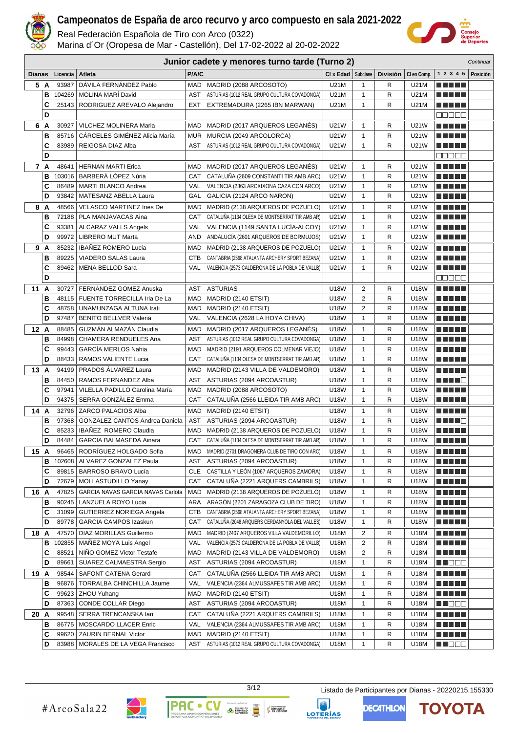# Campeonatos de España de arco recurvo y arco compuesto en sala 2021-2022

Real Federación Española de Tiro con Arco (0322)

Marina d´Or (Oropesa de Mar - Castellón), Del 17-02-2022 al 20-02-2022

## Junior cadete y menores turno tarde (Turno 2)

*Continuar*

| Dianas | | Licencia | Atleta | P/A/C | | Cl x Edad | Subclase | División | Cl en Comp. | 1 2 3 4 5 | Posición |
|---|---|---|---|---|---|---|---|---|---|---|---|
| 5 | A | 93987 | DÁVILA FERNÁNDEZ Pablo | MAD | MADRID (2088 ARCOSOTO) | U21M | 1 | R | U21M | ■■■■■ | |
| | B | 104269 | MOLINA MARÍ David | AST | ASTURIAS (1012 REAL GRUPO CULTURA COVADONGA) | U21M | 1 | R | U21M | ■■■■■ | |
| | C | 25143 | RODRIGUEZ AREVALO Alejandro | EXT | EXTREMADURA (2265 IBN MARWAN) | U21M | 1 | R | U21M | ■■■■■ | |
| | D | | | | | | | | | □□□□□ | |
| 6 | A | 30927 | VILCHEZ MOLINERA Maria | MAD | MADRID (2017 ARQUEROS LEGANÉS) | U21W | 1 | R | U21W | ■■■■■ | |
| | B | 85716 | CÁRCELES GIMÉNEZ Alicia María | MUR | MURCIA (2049 ARCOLORCA) | U21W | 1 | R | U21W | ■■■■■ | |
| | C | 83989 | REIGOSA DIAZ Alba | AST | ASTURIAS (1012 REAL GRUPO CULTURA COVADONGA) | U21W | 1 | R | U21W | ■■■■■ | |
| | D | | | | | | | | | □□□□□ | |
| 7 | A | 48641 | HERNAN MARTI Erica | MAD | MADRID (2017 ARQUEROS LEGANÉS) | U21W | 1 | R | U21W | ■■■■■ | |
| | B | 103016 | BARBERÀ LÓPEZ Núria | CAT | CATALUÑA (2609 CONSTANTI TIR AMB ARC) | U21W | 1 | R | U21W | ■■■■■ | |
| | C | 86489 | MARTI BLANCO Andrea | VAL | VALENCIA (2363 ARCXIXONA CAZA CON ARCO) | U21W | 1 | R | U21W | ■■■■■ | |
| | D | 93842 | MATESANZ ABELLA Laura | GAL | GALICIA (2124 ARCO NARON) | U21W | 1 | R | U21W | ■■■■■ | |
| 8 | A | 48566 | VELASCO MARTINEZ Ines De | MAD | MADRID (2138 ARQUEROS DE POZUELO) | U21W | 1 | R | U21W | ■■■■■ | |
| | B | 72188 | PLA MANJAVACAS Aina | CAT | CATALUÑA (1134 OLESA DE MONTSERRAT TIR AMB AR) | U21W | 1 | R | U21W | ■■■■■ | |
| | C | 93381 | ALCARAZ VALLS Angels | VAL | VALENCIA (1149 SANTA LUCÍA-ALCOY) | U21W | 1 | R | U21W | ■■■■■ | |
| | D | 99972 | LIBRERO MUT Marta | AND | ANDALUCÍA (2601 ARQUEROS DE BORMUJOS) | U21W | 1 | R | U21W | ■■■■■ | |
| 9 | A | 85232 | IBAÑEZ ROMERO Lucia | MAD | MADRID (2138 ARQUEROS DE POZUELO) | U21W | 1 | R | U21W | ■■■■■ | |
| | B | 89225 | VIADERO SALAS Laura | CTB | CANTABRIA (2568 ATALANTA ARCHERY SPORT BEZANA) | U21W | 1 | R | U21W | ■■■■■ | |
| | C | 89462 | MENA BELLOD Sara | VAL | VALENCIA (2573 CALDERONA DE LA POBLA DE VALLB) | U21W | 1 | R | U21W | ■■■■■ | |
| | D | | | | | | | | | □□□□□ | |
| 11 | A | 30727 | FERNANDEZ GOMEZ Anuska | AST | ASTURIAS | U18W | 2 | R | U18W | ■■■■■ | |
| | B | 48115 | FUENTE TORRECILLA Iria De La | MAD | MADRID (2140 ETSIT) | U18W | 2 | R | U18W | ■■■■■ | |
| | C | 48758 | UNAMUNZAGA ALTUNA Irati | MAD | MADRID (2140 ETSIT) | U18W | 2 | R | U18W | ■■■■■ | |
| | D | 97487 | BENITO BELLVER Valeria | VAL | VALENCIA (2628 LA HOYA CHIVA) | U18W | 1 | R | U18W | ■■■■■ | |
| 12 | A | 88485 | GUZMÁN ALMAZÁN Claudia | MAD | MADRID (2017 ARQUEROS LEGANÉS) | U18W | 1 | R | U18W | ■■■■■ | |
| | B | 84998 | CHAMERA RENDUELES Ana | AST | ASTURIAS (1012 REAL GRUPO CULTURA COVADONGA) | U18W | 1 | R | U18W | ■■■■■ | |
| | C | 99443 | GARCÍA MERLOS Nahia | MAD | MADRID (2191 ARQUEROS COLMENAR VIEJO) | U18W | 1 | R | U18W | ■■■■■ | |
| | D | 88433 | RAMOS VALIENTE Lucia | CAT | CATALUÑA (1134 OLESA DE MONTSERRAT TIR AMB AR) | U18W | 1 | R | U18W | ■■■■■ | |
| 13 | A | 94199 | PRADOS ÁLVAREZ Laura | MAD | MADRID (2143 VILLA DE VALDEMORO) | U18W | 1 | R | U18W | ■■■■■ | |
| | B | 84450 | RAMOS FERNANDEZ Alba | AST | ASTURIAS (2094 ARCOASTUR) | U18W | 1 | R | U18W | ■■■■□ | |
| | C | 97941 | VILELLA PADILLO Carolina María | MAD | MADRID (2088 ARCOSOTO) | U18W | 1 | R | U18W | ■■■■■ | |
| | D | 94375 | SERRA GONZÀLEZ Emma | CAT | CATALUÑA (2566 LLEIDA TIR AMB ARC) | U18W | 1 | R | U18W | ■■■■■ | |
| 14 | A | 32796 | ZARCO PALACIOS Alba | MAD | MADRID (2140 ETSIT) | U18W | 1 | R | U18W | ■■■■■ | |
| | B | 97368 | GONZALEZ CANTOS Andrea Daniela | AST | ASTURIAS (2094 ARCOASTUR) | U18W | 1 | R | U18W | ■■■■□ | |
| | C | 85233 | IBAÑEZ ROMERO Claudia | MAD | MADRID (2138 ARQUEROS DE POZUELO) | U18W | 1 | R | U18W | ■■■■■ | |
| | D | 84484 | GARCIA BALMASEDA Ainara | CAT | CATALUÑA (1134 OLESA DE MONTSERRAT TIR AMB AR) | U18W | 1 | R | U18W | ■■■■■ | |
| 15 | A | 96465 | RODRÍGUEZ HOLGADO Sofia | MAD | MADRID (2701 DRAGONERA CLUB DE TIRO CON ARC) | U18W | 1 | R | U18W | ■■■■■ | |
| | B | 102608 | ALVAREZ GONZALEZ Paula | AST | ASTURIAS (2094 ARCOASTUR) | U18W | 1 | R | U18W | ■■■■■ | |
| | C | 89815 | BARROSO BRAVO Lucía | CLE | CASTILLA Y LEÓN (1067 ARQUEROS ZAMORA) | U18W | 1 | R | U18W | ■■■■■ | |
| | D | 72679 | MOLI ASTUDILLO Yanay | CAT | CATALUÑA (2221 ARQUERS CAMBRILS) | U18W | 1 | R | U18W | ■■■■■ | |
| 16 | A | 47825 | GARCIA NAVAS GARCIA NAVAS Carlota | MAD | MADRID (2138 ARQUEROS DE POZUELO) | U18W | 1 | R | U18W | ■■■■■ | |
| | B | 90245 | LANZUELA ROYO Lucia | ARA | ARAGÓN (2201 ZARAGOZA CLUB DE TIRO) | U18W | 1 | R | U18W | ■■■■■ | |
| | C | 31099 | GUTIERREZ NORIEGA Angela | CTB | CANTABRIA (2568 ATALANTA ARCHERY SPORT BEZANA) | U18W | 1 | R | U18W | ■■■■■ | |
| | D | 89778 | GARCIA CAMPOS Izaskun | CAT | CATALUÑA (2048 ARQUERS CERDANYOLA DEL VALLES) | U18W | 1 | R | U18W | ■■■■■ | |
| 18 | A | 47570 | DIAZ MORILLAS Guillermo | MAD | MADRID (2407 ARQUEROS VILLA VALDEMORILLO) | U18M | 2 | R | U18M | ■■■■■ | |
| | B | 102855 | MAÑEZ MOYA Luis Angel | VAL | VALENCIA (2573 CALDERONA DE LA POBLA DE VALLB) | U18M | 2 | R | U18M | ■■■■■ | |
| | C | 88521 | NIÑO GOMEZ Victor Testafe | MAD | MADRID (2143 VILLA DE VALDEMORO) | U18M | 2 | R | U18M | ■■■■■ | |
| | D | 89661 | SUAREZ CALMAESTRA Sergio | AST | ASTURIAS (2094 ARCOASTUR) | U18M | 1 | R | U18M | ■■□□□ | |
| 19 | A | 98544 | SAFONT CATENA Gerard | CAT | CATALUÑA (2566 LLEIDA TIR AMB ARC) | U18M | 1 | R | U18M | ■■■■■ | |
| | B | 96876 | TORRALBA CHINCHILLA Jaume | VAL | VALENCIA (2364 ALMUSSAFES TIR AMB ARC) | U18M | 1 | R | U18M | ■■■■■ | |
| | C | 99623 | ZHOU Yuhang | MAD | MADRID (2140 ETSIT) | U18M | 1 | R | U18M | ■■■■■ | |
| | D | 87363 | CONDE COLLAR Diego | AST | ASTURIAS (2094 ARCOASTUR) | U18M | 1 | R | U18M | ■■□□□ | |
| 20 | A | 99548 | SERRA TRENCANSKA Ian | CAT | CATALUÑA (2221 ARQUERS CAMBRILS) | U18M | 1 | R | U18M | ■■■■■ | |
| | B | 86775 | MOSCARDO LLACER Enric | VAL | VALENCIA (2364 ALMUSSAFES TIR AMB ARC) | U18M | 1 | R | U18M | ■■■■■ | |
| | C | 99620 | ZAURIN BERNAL Victor | MAD | MADRID (2140 ETSIT) | U18M | 1 | R | U18M | ■■■■■ | |
| | D | 83988 | MORALES DE LA VEGA Francisco | AST | ASTURIAS (1012 REAL GRUPO CULTURA COVADONGA) | U18M | 1 | R | U18M | ■■□□□ | |

Listado de Participantes por Dianas - 20220215.155330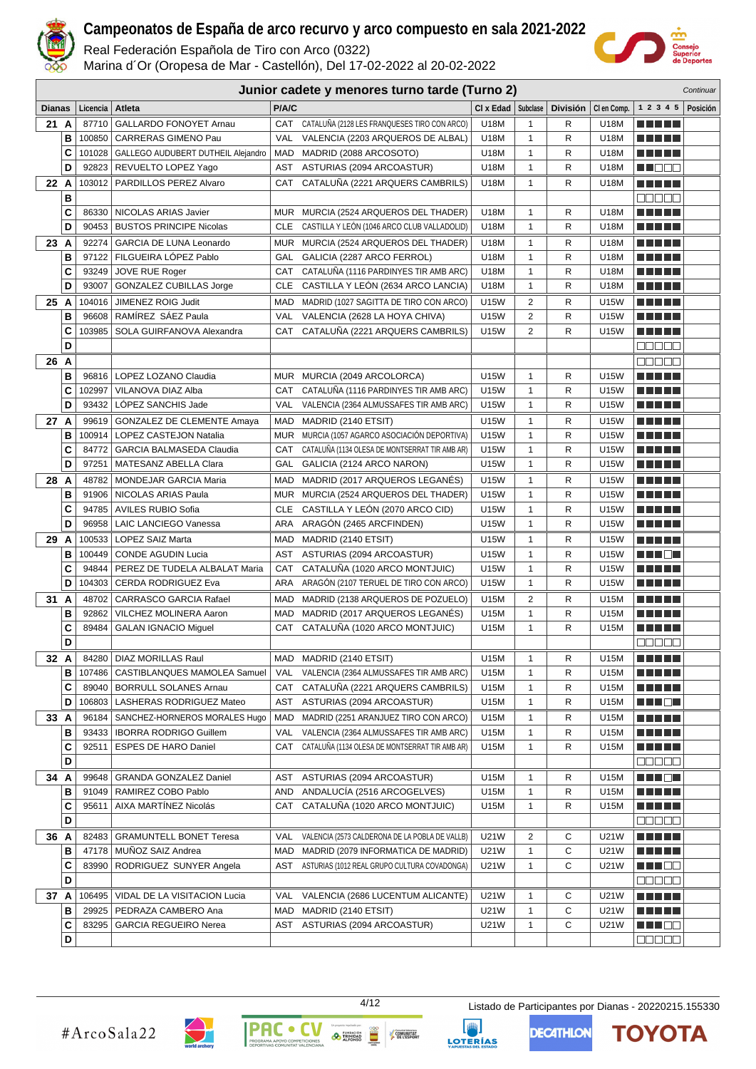# Campeonatos de España de arco recurvo y arco compuesto en sala 2021-2022

Real Federación Española de Tiro con Arco (0322)
Marina d´Or (Oropesa de Mar - Castellón), Del 17-02-2022 al 20-02-2022

## Junior cadete y menores turno tarde (Turno 2)

*Continuar*

| Dianas | | Licencia | Atleta | P/A/C | | Cl x Edad | Subclase | División | Cl en Comp. | 1 2 3 4 5 | Posición |
|---|---|---|---|---|---|---|---|---|---|---|---|
| 21 | A | 87710 | GALLARDO FONOYET Arnau | CAT | CATALUÑA (2128 LES FRANQUESES TIRO CON ARCO) | U18M | 1 | R | U18M | ■■■■■ | |
| | B | 100850 | CARRERAS GIMENO Pau | VAL | VALENCIA (2203 ARQUEROS DE ALBAL) | U18M | 1 | R | U18M | ■■■■■ | |
| | C | 101028 | GALLEGO AUDUBERT DUTHEIL Alejandro | MAD | MADRID (2088 ARCOSOTO) | U18M | 1 | R | U18M | ■■■■■ | |
| | D | 92823 | REVUELTO LOPEZ Yago | AST | ASTURIAS (2094 ARCOASTUR) | U18M | 1 | R | U18M | ■■□□□ | |
| 22 | A | 103012 | PARDILLOS PEREZ Alvaro | CAT | CATALUÑA (2221 ARQUERS CAMBRILS) | U18M | 1 | R | U18M | ■■■■■ | |
| | B | | | | | | | | | □□□□□ | |
| | C | 86330 | NICOLAS ARIAS Javier | MUR | MURCIA (2524 ARQUEROS DEL THADER) | U18M | 1 | R | U18M | ■■■■■ | |
| | D | 90453 | BUSTOS PRINCIPE Nicolas | CLE | CASTILLA Y LEÓN (1046 ARCO CLUB VALLADOLID) | U18M | 1 | R | U18M | ■■■■■ | |
| 23 | A | 92274 | GARCIA DE LUNA Leonardo | MUR | MURCIA (2524 ARQUEROS DEL THADER) | U18M | 1 | R | U18M | ■■■■■ | |
| | B | 97122 | FILGUEIRA LÓPEZ Pablo | GAL | GALICIA (2287 ARCO FERROL) | U18M | 1 | R | U18M | ■■■■■ | |
| | C | 93249 | JOVE RUE Roger | CAT | CATALUÑA (1116 PARDINYES TIR AMB ARC) | U18M | 1 | R | U18M | ■■■■■ | |
| | D | 93007 | GONZALEZ CUBILLAS Jorge | CLE | CASTILLA Y LEÓN (2634 ARCO LANCIA) | U18M | 1 | R | U18M | ■■■■■ | |
| 25 | A | 104016 | JIMENEZ ROIG Judit | MAD | MADRID (1027 SAGITTA DE TIRO CON ARCO) | U15W | 2 | R | U15W | ■■■■■ | |
| | B | 96608 | RAMÍREZ SÁEZ Paula | VAL | VALENCIA (2628 LA HOYA CHIVA) | U15W | 2 | R | U15W | ■■■■■ | |
| | C | 103985 | SOLA GUIRFANOVA Alexandra | CAT | CATALUÑA (2221 ARQUERS CAMBRILS) | U15W | 2 | R | U15W | ■■■■■ | |
| | D | | | | | | | | | □□□□□ | |
| 26 | A | | | | | | | | | □□□□□ | |
| | B | 96816 | LOPEZ LOZANO Claudia | MUR | MURCIA (2049 ARCOLORCA) | U15W | 1 | R | U15W | ■■■■■ | |
| | C | 102997 | VILANOVA DIAZ Alba | CAT | CATALUÑA (1116 PARDINYES TIR AMB ARC) | U15W | 1 | R | U15W | ■■■■■ | |
| | D | 93432 | LÓPEZ SANCHIS Jade | VAL | VALENCIA (2364 ALMUSSAFES TIR AMB ARC) | U15W | 1 | R | U15W | ■■■■■ | |
| 27 | A | 99619 | GONZALEZ DE CLEMENTE Amaya | MAD | MADRID (2140 ETSIT) | U15W | 1 | R | U15W | ■■■■■ | |
| | B | 100914 | LOPEZ CASTEJON Natalia | MUR | MURCIA (1057 AGARCO ASOCIACIÓN DEPORTIVA) | U15W | 1 | R | U15W | ■■■■■ | |
| | C | 84772 | GARCIA BALMASEDA Claudia | CAT | CATALUÑA (1134 OLESA DE MONTSERRAT TIR AMB AR) | U15W | 1 | R | U15W | ■■■■■ | |
| | D | 97251 | MATESANZ ABELLA Clara | GAL | GALICIA (2124 ARCO NARON) | U15W | 1 | R | U15W | ■■■■■ | |
| 28 | A | 48782 | MONDEJAR GARCIA Maria | MAD | MADRID (2017 ARQUEROS LEGANÉS) | U15W | 1 | R | U15W | ■■■■■ | |
| | B | 91906 | NICOLAS ARIAS Paula | MUR | MURCIA (2524 ARQUEROS DEL THADER) | U15W | 1 | R | U15W | ■■■■■ | |
| | C | 94785 | AVILES RUBIO Sofia | CLE | CASTILLA Y LEÓN (2070 ARCO CID) | U15W | 1 | R | U15W | ■■■■■ | |
| | D | 96958 | LAIC LANCIEGO Vanessa | ARA | ARAGÓN (2465 ARCFINDEN) | U15W | 1 | R | U15W | ■■■■■ | |
| 29 | A | 100533 | LOPEZ SAIZ Marta | MAD | MADRID (2140 ETSIT) | U15W | 1 | R | U15W | ■■■■■ | |
| | B | 100449 | CONDE AGUDIN Lucia | AST | ASTURIAS (2094 ARCOASTUR) | U15W | 1 | R | U15W | ■■■□■ | |
| | C | 94844 | PEREZ DE TUDELA ALBALAT Maria | CAT | CATALUÑA (1020 ARCO MONTJUIC) | U15W | 1 | R | U15W | ■■■■■ | |
| | D | 104303 | CERDA RODRIGUEZ Eva | ARA | ARAGÓN (2107 TERUEL DE TIRO CON ARCO) | U15W | 1 | R | U15W | ■■■■■ | |
| 31 | A | 48702 | CARRASCO GARCIA Rafael | MAD | MADRID (2138 ARQUEROS DE POZUELO) | U15M | 2 | R | U15M | ■■■■■ | |
| | B | 92862 | VILCHEZ MOLINERA Aaron | MAD | MADRID (2017 ARQUEROS LEGANÉS) | U15M | 1 | R | U15M | ■■■■■ | |
| | C | 89484 | GALAN IGNACIO Miguel | CAT | CATALUÑA (1020 ARCO MONTJUIC) | U15M | 1 | R | U15M | ■■■■■ | |
| | D | | | | | | | | | □□□□□ | |
| 32 | A | 84280 | DIAZ MORILLAS Raul | MAD | MADRID (2140 ETSIT) | U15M | 1 | R | U15M | ■■■■■ | |
| | B | 107486 | CASTIBLANQUES MAMOLEA Samuel | VAL | VALENCIA (2364 ALMUSSAFES TIR AMB ARC) | U15M | 1 | R | U15M | ■■■■■ | |
| | C | 89040 | BORRULL SOLANES Arnau | CAT | CATALUÑA (2221 ARQUERS CAMBRILS) | U15M | 1 | R | U15M | ■■■■■ | |
| | D | 106803 | LASHERAS RODRIGUEZ Mateo | AST | ASTURIAS (2094 ARCOASTUR) | U15M | 1 | R | U15M | ■■■□■ | |
| 33 | A | 96184 | SANCHEZ-HORNEROS MORALES Hugo | MAD | MADRID (2251 ARANJUEZ TIRO CON ARCO) | U15M | 1 | R | U15M | ■■■■■ | |
| | B | 93433 | IBORRA RODRIGO Guillem | VAL | VALENCIA (2364 ALMUSSAFES TIR AMB ARC) | U15M | 1 | R | U15M | ■■■■■ | |
| | C | 92511 | ESPES DE HARO Daniel | CAT | CATALUÑA (1134 OLESA DE MONTSERRAT TIR AMB AR) | U15M | 1 | R | U15M | ■■■■■ | |
| | D | | | | | | | | | □□□□□ | |
| 34 | A | 99648 | GRANDA GONZALEZ Daniel | AST | ASTURIAS (2094 ARCOASTUR) | U15M | 1 | R | U15M | ■■■□■ | |
| | B | 91049 | RAMIREZ COBO Pablo | AND | ANDALUCÍA (2516 ARCOGELVES) | U15M | 1 | R | U15M | ■■■■■ | |
| | C | 95611 | AIXA MARTÍNEZ Nicolás | CAT | CATALUÑA (1020 ARCO MONTJUIC) | U15M | 1 | R | U15M | ■■■■■ | |
| | D | | | | | | | | | □□□□□ | |
| 36 | A | 82483 | GRAMUNTELL BONET Teresa | VAL | VALENCIA (2573 CALDERONA DE LA POBLA DE VALLB) | U21W | 2 | C | U21W | ■■■■■ | |
| | B | 47178 | MUÑOZ SAIZ Andrea | MAD | MADRID (2079 INFORMATICA DE MADRID) | U21W | 1 | C | U21W | ■■■■■ | |
| | C | 83990 | RODRIGUEZ SUNYER Angela | AST | ASTURIAS (1012 REAL GRUPO CULTURA COVADONGA) | U21W | 1 | C | U21W | ■■■□□ | |
| | D | | | | | | | | | □□□□□ | |
| 37 | A | 106495 | VIDAL DE LA VISITACION Lucia | VAL | VALENCIA (2686 LUCENTUM ALICANTE) | U21W | 1 | C | U21W | ■■■■■ | |
| | B | 29925 | PEDRAZA CAMBERO Ana | MAD | MADRID (2140 ETSIT) | U21W | 1 | C | U21W | ■■■■■ | |
| | C | 83295 | GARCIA REGUEIRO Nerea | AST | ASTURIAS (2094 ARCOASTUR) | U21W | 1 | C | U21W | ■■■□□ | |
| | D | | | | | | | | | □□□□□ | |

Listado de Participantes por Dianas - 20220215.155330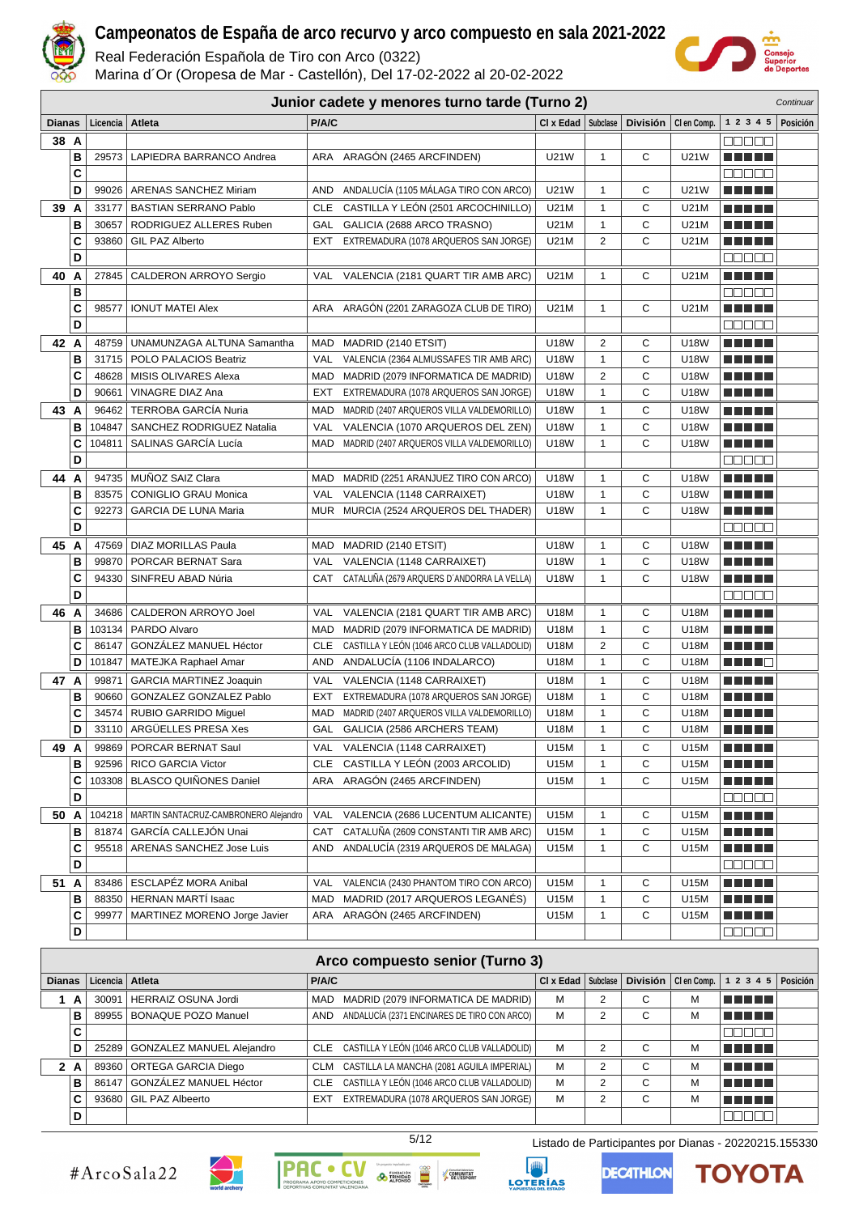# Campeonatos de España de arco recurvo y arco compuesto en sala 2021-2022

Real Federación Española de Tiro con Arco (0322)

Marina d´Or (Oropesa de Mar - Castellón), Del 17-02-2022 al 20-02-2022

## Junior cadete y menores turno tarde (Turno 2)

*Continuar*

| Dianas | | Licencia | Atleta | P/A/C | | Cl x Edad | Subclase | División | Cl en Comp. | 1 2 3 4 5 | Posición |
|---|---|---|---|---|---|---|---|---|---|---|---|
| 38 | A | | | | | | | | | □□□□□ | |
| | B | 29573 | LAPIEDRA BARRANCO Andrea | ARA | ARAGÓN (2465 ARCFINDEN) | U21W | 1 | C | U21W | ■■■■■ | |
| | C | | | | | | | | | □□□□□ | |
| | D | 99026 | ARENAS SANCHEZ Miriam | AND | ANDALUCÍA (1105 MÁLAGA TIRO CON ARCO) | U21W | 1 | C | U21W | ■■■■■ | |
| 39 | A | 33177 | BASTIAN SERRANO Pablo | CLE | CASTILLA Y LEÓN (2501 ARCOCHINILLO) | U21M | 1 | C | U21M | ■■■■■ | |
| | B | 30657 | RODRIGUEZ ALLERES Ruben | GAL | GALICIA (2688 ARCO TRASNO) | U21M | 1 | C | U21M | ■■■■■ | |
| | C | 93860 | GIL PAZ Alberto | EXT | EXTREMADURA (1078 ARQUEROS SAN JORGE) | U21M | 2 | C | U21M | ■■■■■ | |
| | D | | | | | | | | | □□□□□ | |
| 40 | A | 27845 | CALDERON ARROYO Sergio | VAL | VALENCIA (2181 QUART TIR AMB ARC) | U21M | 1 | C | U21M | ■■■■■ | |
| | B | | | | | | | | | □□□□□ | |
| | C | 98577 | IONUT MATEI Alex | ARA | ARAGÓN (2201 ZARAGOZA CLUB DE TIRO) | U21M | 1 | C | U21M | ■■■■■ | |
| | D | | | | | | | | | □□□□□ | |
| 42 | A | 48759 | UNAMUNZAGA ALTUNA Samantha | MAD | MADRID (2140 ETSIT) | U18W | 2 | C | U18W | ■■■■■ | |
| | B | 31715 | POLO PALACIOS Beatriz | VAL | VALENCIA (2364 ALMUSSAFES TIR AMB ARC) | U18W | 1 | C | U18W | ■■■■■ | |
| | C | 48628 | MISIS OLIVARES Alexa | MAD | MADRID (2079 INFORMATICA DE MADRID) | U18W | 2 | C | U18W | ■■■■■ | |
| | D | 90661 | VINAGRE DIAZ Ana | EXT | EXTREMADURA (1078 ARQUEROS SAN JORGE) | U18W | 1 | C | U18W | ■■■■■ | |
| 43 | A | 96462 | TERROBA GARCÍA Nuria | MAD | MADRID (2407 ARQUEROS VILLA VALDEMORILLO) | U18W | 1 | C | U18W | ■■■■■ | |
| | B | 104847 | SANCHEZ RODRIGUEZ Natalia | VAL | VALENCIA (1070 ARQUEROS DEL ZEN) | U18W | 1 | C | U18W | ■■■■■ | |
| | C | 104811 | SALINAS GARCÍA Lucía | MAD | MADRID (2407 ARQUEROS VILLA VALDEMORILLO) | U18W | 1 | C | U18W | ■■■■■ | |
| | D | | | | | | | | | □□□□□ | |
| 44 | A | 94735 | MUÑOZ SAIZ Clara | MAD | MADRID (2251 ARANJUEZ TIRO CON ARCO) | U18W | 1 | C | U18W | ■■■■■ | |
| | B | 83575 | CONIGLIO GRAU Monica | VAL | VALENCIA (1148 CARRAIXET) | U18W | 1 | C | U18W | ■■■■■ | |
| | C | 92273 | GARCIA DE LUNA Maria | MUR | MURCIA (2524 ARQUEROS DEL THADER) | U18W | 1 | C | U18W | ■■■■■ | |
| | D | | | | | | | | | □□□□□ | |
| 45 | A | 47569 | DIAZ MORILLAS Paula | MAD | MADRID (2140 ETSIT) | U18W | 1 | C | U18W | ■■■■■ | |
| | B | 99870 | PORCAR BERNAT Sara | VAL | VALENCIA (1148 CARRAIXET) | U18W | 1 | C | U18W | ■■■■■ | |
| | C | 94330 | SINFREU ABAD Núria | CAT | CATALUÑA (2679 ARQUERS D´ANDORRA LA VELLA) | U18W | 1 | C | U18W | ■■■■■ | |
| | D | | | | | | | | | □□□□□ | |
| 46 | A | 34686 | CALDERON ARROYO Joel | VAL | VALENCIA (2181 QUART TIR AMB ARC) | U18M | 1 | C | U18M | ■■■■■ | |
| | B | 103134 | PARDO Alvaro | MAD | MADRID (2079 INFORMATICA DE MADRID) | U18M | 1 | C | U18M | ■■■■■ | |
| | C | 86147 | GONZÁLEZ MANUEL Héctor | CLE | CASTILLA Y LEÓN (1046 ARCO CLUB VALLADOLID) | U18M | 2 | C | U18M | ■■■■■ | |
| | D | 101847 | MATEJKA Raphael Amar | AND | ANDALUCÍA (1106 INDALARCO) | U18M | 1 | C | U18M | ■■■■□ | |
| 47 | A | 99871 | GARCIA MARTINEZ Joaquin | VAL | VALENCIA (1148 CARRAIXET) | U18M | 1 | C | U18M | ■■■■■ | |
| | B | 90660 | GONZALEZ GONZALEZ Pablo | EXT | EXTREMADURA (1078 ARQUEROS SAN JORGE) | U18M | 1 | C | U18M | ■■■■■ | |
| | C | 34574 | RUBIO GARRIDO Miguel | MAD | MADRID (2407 ARQUEROS VILLA VALDEMORILLO) | U18M | 1 | C | U18M | ■■■■■ | |
| | D | 33110 | ARGÜELLES PRESA Xes | GAL | GALICIA (2586 ARCHERS TEAM) | U18M | 1 | C | U18M | ■■■■■ | |
| 49 | A | 99869 | PORCAR BERNAT Saul | VAL | VALENCIA (1148 CARRAIXET) | U15M | 1 | C | U15M | ■■■■■ | |
| | B | 92596 | RICO GARCIA Victor | CLE | CASTILLA Y LEÓN (2003 ARCOLID) | U15M | 1 | C | U15M | ■■■■■ | |
| | C | 103308 | BLASCO QUIÑONES Daniel | ARA | ARAGÓN (2465 ARCFINDEN) | U15M | 1 | C | U15M | ■■■■■ | |
| | D | | | | | | | | | □□□□□ | |
| 50 | A | 104218 | MARTIN SANTACRUZ-CAMBRONERO Alejandro | VAL | VALENCIA (2686 LUCENTUM ALICANTE) | U15M | 1 | C | U15M | ■■■■■ | |
| | B | 81874 | GARCÍA CALLEJÓN Unai | CAT | CATALUÑA (2609 CONSTANTI TIR AMB ARC) | U15M | 1 | C | U15M | ■■■■■ | |
| | C | 95518 | ARENAS SANCHEZ Jose Luis | AND | ANDALUCÍA (2319 ARQUEROS DE MALAGA) | U15M | 1 | C | U15M | ■■■■■ | |
| | D | | | | | | | | | □□□□□ | |
| 51 | A | 83486 | ESCLAPÉZ MORA Anibal | VAL | VALENCIA (2430 PHANTOM TIRO CON ARCO) | U15M | 1 | C | U15M | ■■■■■ | |
| | B | 88350 | HERNAN MARTÍ Isaac | MAD | MADRID (2017 ARQUEROS LEGANÉS) | U15M | 1 | C | U15M | ■■■■■ | |
| | C | 99977 | MARTINEZ MORENO Jorge Javier | ARA | ARAGÓN (2465 ARCFINDEN) | U15M | 1 | C | U15M | ■■■■■ | |
| | D | | | | | | | | | □□□□□ | |

## Arco compuesto senior (Turno 3)

| Dianas | | Licencia | Atleta | P/A/C | | Cl x Edad | Subclase | División | Cl en Comp. | 1 2 3 4 5 | Posición |
|---|---|---|---|---|---|---|---|---|---|---|---|
| 1 | A | 30091 | HERRAIZ OSUNA Jordi | MAD | MADRID (2079 INFORMATICA DE MADRID) | M | 2 | C | M | ■■■■■ | |
| | B | 89955 | BONAQUE POZO Manuel | AND | ANDALUCÍA (2371 ENCINARES DE TIRO CON ARCO) | M | 2 | C | M | ■■■■■ | |
| | C | | | | | | | | | □□□□□ | |
| | D | 25289 | GONZALEZ MANUEL Alejandro | CLE | CASTILLA Y LEÓN (1046 ARCO CLUB VALLADOLID) | M | 2 | C | M | ■■■■■ | |
| 2 | A | 89360 | ORTEGA GARCIA Diego | CLM | CASTILLA LA MANCHA (2081 AGUILA IMPERIAL) | M | 2 | C | M | ■■■■■ | |
| | B | 86147 | GONZÁLEZ MANUEL Héctor | CLE | CASTILLA Y LEÓN (1046 ARCO CLUB VALLADOLID) | M | 2 | C | M | ■■■■■ | |
| | C | 93680 | GIL PAZ Albeerto | EXT | EXTREMADURA (1078 ARQUEROS SAN JORGE) | M | 2 | C | M | ■■■■■ | |
| | D | | | | | | | | | □□□□□ | |

Listado de Participantes por Dianas - 20220215.155330

#ArcoSala22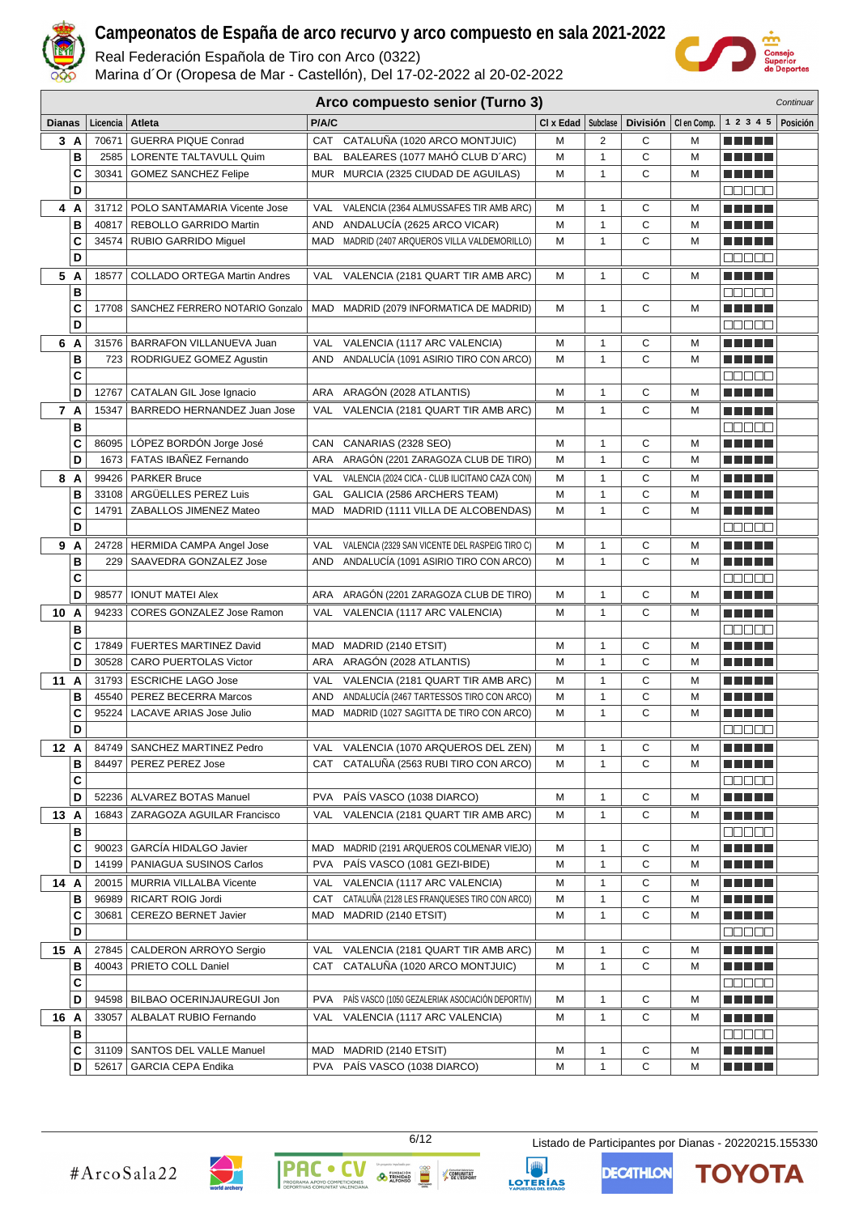# Campeonatos de España de arco recurvo y arco compuesto en sala 2021-2022

Real Federación Española de Tiro con Arco (0322)

Marina d´Or (Oropesa de Mar - Castellón), Del 17-02-2022 al 20-02-2022

## Arco compuesto senior (Turno 3)

*Continuar*

| Dianas | | Licencia | Atleta | P/A/C | | Cl x Edad | Subclase | División | Cl en Comp. | 1 2 3 4 5 | Posición |
|---|---|---|---|---|---|---|---|---|---|---|---|
| 3 | A | 70671 | GUERRA PIQUE Conrad | CAT | CATALUÑA (1020 ARCO MONTJUIC) | M | 2 | C | M | | |
| | B | 2585 | LORENTE TALTAVULL Quim | BAL | BALEARES (1077 MAHÓ CLUB D´ARC) | M | 1 | C | M | | |
| | C | 30341 | GOMEZ SANCHEZ Felipe | MUR | MURCIA (2325 CIUDAD DE AGUILAS) | M | 1 | C | M | | |
| | D | | | | | | | | | | |
| 4 | A | 31712 | POLO SANTAMARIA Vicente Jose | VAL | VALENCIA (2364 ALMUSSAFES TIR AMB ARC) | M | 1 | C | M | | |
| | B | 40817 | REBOLLO GARRIDO Martin | AND | ANDALUCÍA (2625 ARCO VICAR) | M | 1 | C | M | | |
| | C | 34574 | RUBIO GARRIDO Miguel | MAD | MADRID (2407 ARQUEROS VILLA VALDEMORILLO) | M | 1 | C | M | | |
| | D | | | | | | | | | | |
| 5 | A | 18577 | COLLADO ORTEGA Martin Andres | VAL | VALENCIA (2181 QUART TIR AMB ARC) | M | 1 | C | M | | |
| | B | | | | | | | | | | |
| | C | 17708 | SANCHEZ FERRERO NOTARIO Gonzalo | MAD | MADRID (2079 INFORMATICA DE MADRID) | M | 1 | C | M | | |
| | D | | | | | | | | | | |
| 6 | A | 31576 | BARRAFON VILLANUEVA Juan | VAL | VALENCIA (1117 ARC VALENCIA) | M | 1 | C | M | | |
| | B | 723 | RODRIGUEZ GOMEZ Agustin | AND | ANDALUCÍA (1091 ASIRIO TIRO CON ARCO) | M | 1 | C | M | | |
| | C | | | | | | | | | | |
| | D | 12767 | CATALAN GIL Jose Ignacio | ARA | ARAGÓN (2028 ATLANTIS) | M | 1 | C | M | | |
| 7 | A | 15347 | BARREDO HERNANDEZ Juan Jose | VAL | VALENCIA (2181 QUART TIR AMB ARC) | M | 1 | C | M | | |
| | B | | | | | | | | | | |
| | C | 86095 | LÓPEZ BORDÓN Jorge José | CAN | CANARIAS (2328 SEO) | M | 1 | C | M | | |
| | D | 1673 | FATAS IBAÑEZ Fernando | ARA | ARAGÓN (2201 ZARAGOZA CLUB DE TIRO) | M | 1 | C | M | | |
| 8 | A | 99426 | PARKER Bruce | VAL | VALENCIA (2024 CICA - CLUB ILICITANO CAZA CON) | M | 1 | C | M | | |
| | B | 33108 | ARGÜELLES PEREZ Luis | GAL | GALICIA (2586 ARCHERS TEAM) | M | 1 | C | M | | |
| | C | 14791 | ZABALLOS JIMENEZ Mateo | MAD | MADRID (1111 VILLA DE ALCOBENDAS) | M | 1 | C | M | | |
| | D | | | | | | | | | | |
| 9 | A | 24728 | HERMIDA CAMPA Angel Jose | VAL | VALENCIA (2329 SAN VICENTE DEL RASPEIG TIRO C) | M | 1 | C | M | | |
| | B | 229 | SAAVEDRA GONZALEZ Jose | AND | ANDALUCÍA (1091 ASIRIO TIRO CON ARCO) | M | 1 | C | M | | |
| | C | | | | | | | | | | |
| | D | 98577 | IONUT MATEI Alex | ARA | ARAGÓN (2201 ZARAGOZA CLUB DE TIRO) | M | 1 | C | M | | |
| 10 | A | 94233 | CORES GONZALEZ Jose Ramon | VAL | VALENCIA (1117 ARC VALENCIA) | M | 1 | C | M | | |
| | B | | | | | | | | | | |
| | C | 17849 | FUERTES MARTINEZ David | MAD | MADRID (2140 ETSIT) | M | 1 | C | M | | |
| | D | 30528 | CARO PUERTOLAS Victor | ARA | ARAGÓN (2028 ATLANTIS) | M | 1 | C | M | | |
| 11 | A | 31793 | ESCRICHE LAGO Jose | VAL | VALENCIA (2181 QUART TIR AMB ARC) | M | 1 | C | M | | |
| | B | 45540 | PEREZ BECERRA Marcos | AND | ANDALUCÍA (2467 TARTESSOS TIRO CON ARCO) | M | 1 | C | M | | |
| | C | 95224 | LACAVE ARIAS Jose Julio | MAD | MADRID (1027 SAGITTA DE TIRO CON ARCO) | M | 1 | C | M | | |
| | D | | | | | | | | | | |
| 12 | A | 84749 | SANCHEZ MARTINEZ Pedro | VAL | VALENCIA (1070 ARQUEROS DEL ZEN) | M | 1 | C | M | | |
| | B | 84497 | PEREZ PEREZ Jose | CAT | CATALUÑA (2563 RUBI TIRO CON ARCO) | M | 1 | C | M | | |
| | C | | | | | | | | | | |
| | D | 52236 | ALVAREZ BOTAS Manuel | PVA | PAÍS VASCO (1038 DIARCO) | M | 1 | C | M | | |
| 13 | A | 16843 | ZARAGOZA AGUILAR Francisco | VAL | VALENCIA (2181 QUART TIR AMB ARC) | M | 1 | C | M | | |
| | B | | | | | | | | | | |
| | C | 90023 | GARCÍA HIDALGO Javier | MAD | MADRID (2191 ARQUEROS COLMENAR VIEJO) | M | 1 | C | M | | |
| | D | 14199 | PANIAGUA SUSINOS Carlos | PVA | PAÍS VASCO (1081 GEZI-BIDE) | M | 1 | C | M | | |
| 14 | A | 20015 | MURRIA VILLALBA Vicente | VAL | VALENCIA (1117 ARC VALENCIA) | M | 1 | C | M | | |
| | B | 96989 | RICART ROIG Jordi | CAT | CATALUÑA (2128 LES FRANQUESES TIRO CON ARCO) | M | 1 | C | M | | |
| | C | 30681 | CEREZO BERNET Javier | MAD | MADRID (2140 ETSIT) | M | 1 | C | M | | |
| | D | | | | | | | | | | |
| 15 | A | 27845 | CALDERON ARROYO Sergio | VAL | VALENCIA (2181 QUART TIR AMB ARC) | M | 1 | C | M | | |
| | B | 40043 | PRIETO COLL Daniel | CAT | CATALUÑA (1020 ARCO MONTJUIC) | M | 1 | C | M | | |
| | C | | | | | | | | | | |
| | D | 94598 | BILBAO OCERINJAUREGUI Jon | PVA | PAÍS VASCO (1050 GEZALERIAK ASOCIACIÓN DEPORTIV) | M | 1 | C | M | | |
| 16 | A | 33057 | ALBALAT RUBIO Fernando | VAL | VALENCIA (1117 ARC VALENCIA) | M | 1 | C | M | | |
| | B | | | | | | | | | | |
| | C | 31109 | SANTOS DEL VALLE Manuel | MAD | MADRID (2140 ETSIT) | M | 1 | C | M | | |
| | D | 52617 | GARCIA CEPA Endika | PVA | PAÍS VASCO (1038 DIARCO) | M | 1 | C | M | | |

#ArcoSala22

Listado de Participantes por Dianas - 20220215.155330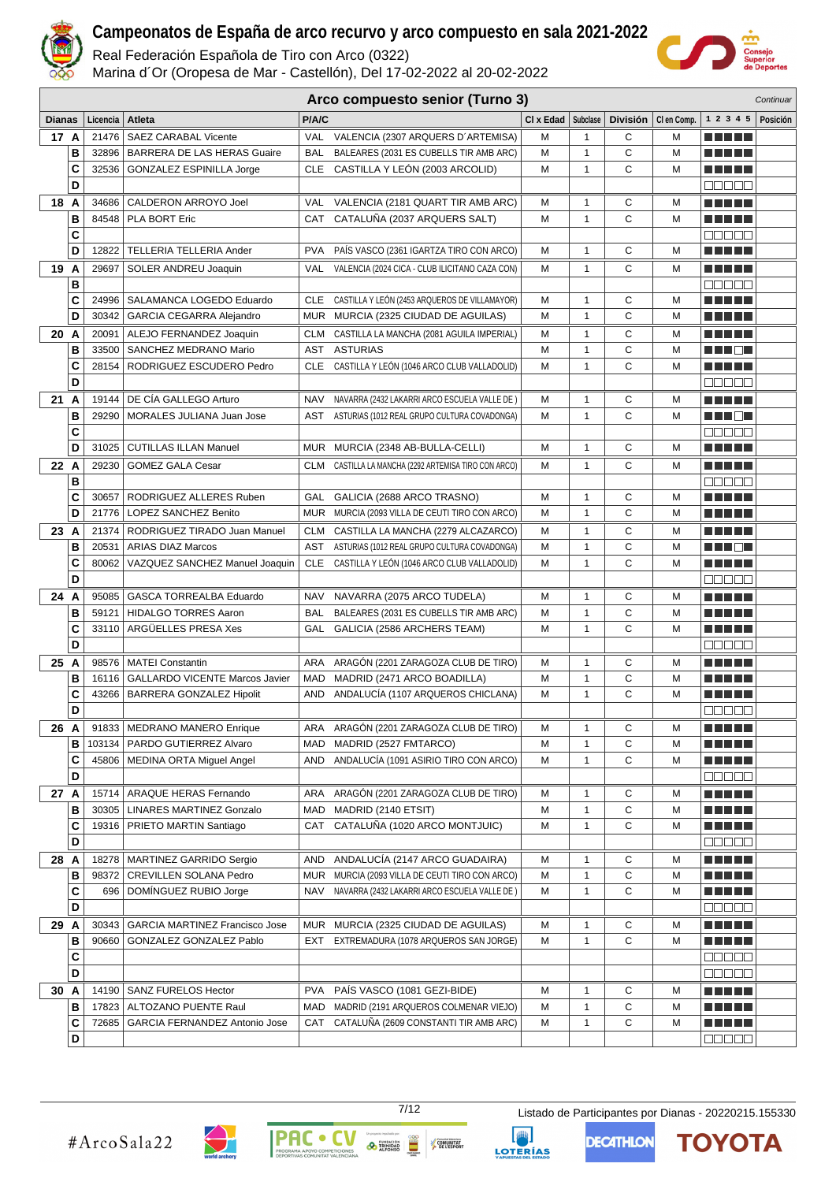# Campeonatos de España de arco recurvo y arco compuesto en sala 2021-2022

Real Federación Española de Tiro con Arco (0322)
Marina d´Or (Oropesa de Mar - Castellón), Del 17-02-2022 al 20-02-2022

## Arco compuesto senior (Turno 3)

*Continuar*

| Dianas | | Licencia | Atleta | P/A/C | | Cl x Edad | Subclase | División | Cl en Comp. | 1 2 3 4 5 | Posición |
|---|---|---|---|---|---|---|---|---|---|---|---|
| 17 | A | 21476 | SAEZ CARABAL Vicente | VAL | VALENCIA (2307 ARQUERS D´ARTEMISA) | M | 1 | C | M | ■■■■■ | |
| | B | 32896 | BARRERA DE LAS HERAS Guaire | BAL | BALEARES (2031 ES CUBELLS TIR AMB ARC) | M | 1 | C | M | ■■■■■ | |
| | C | 32536 | GONZALEZ ESPINILLA Jorge | CLE | CASTILLA Y LEÓN (2003 ARCOLID) | M | 1 | C | M | ■■■■■ | |
| | D | | | | | | | | | □□□□□ | |
| 18 | A | 34686 | CALDERON ARROYO Joel | VAL | VALENCIA (2181 QUART TIR AMB ARC) | M | 1 | C | M | ■■■■■ | |
| | B | 84548 | PLA BORT Eric | CAT | CATALUÑA (2037 ARQUERS SALT) | M | 1 | C | M | ■■■■■ | |
| | C | | | | | | | | | □□□□□ | |
| | D | 12822 | TELLERIA TELLERIA Ander | PVA | PAÍS VASCO (2361 IGARTZA TIRO CON ARCO) | M | 1 | C | M | ■■■■■ | |
| 19 | A | 29697 | SOLER ANDREU Joaquin | VAL | VALENCIA (2024 CICA - CLUB ILICITANO CAZA CON) | M | 1 | C | M | ■■■■■ | |
| | B | | | | | | | | | □□□□□ | |
| | C | 24996 | SALAMANCA LOGEDO Eduardo | CLE | CASTILLA Y LEÓN (2453 ARQUEROS DE VILLAMAYOR) | M | 1 | C | M | ■■■■■ | |
| | D | 30342 | GARCIA CEGARRA Alejandro | MUR | MURCIA (2325 CIUDAD DE AGUILAS) | M | 1 | C | M | ■■■■■ | |
| 20 | A | 20091 | ALEJO FERNANDEZ Joaquin | CLM | CASTILLA LA MANCHA (2081 AGUILA IMPERIAL) | M | 1 | C | M | ■■■■■ | |
| | B | 33500 | SANCHEZ MEDRANO Mario | AST | ASTURIAS | M | 1 | C | M | ■■■□■ | |
| | C | 28154 | RODRIGUEZ ESCUDERO Pedro | CLE | CASTILLA Y LEÓN (1046 ARCO CLUB VALLADOLID) | M | 1 | C | M | ■■■■■ | |
| | D | | | | | | | | | □□□□□ | |
| 21 | A | 19144 | DE CÍA GALLEGO Arturo | NAV | NAVARRA (2432 LAKARRI ARCO ESCUELA VALLE DE ) | M | 1 | C | M | ■■■■■ | |
| | B | 29290 | MORALES JULIANA Juan Jose | AST | ASTURIAS (1012 REAL GRUPO CULTURA COVADONGA) | M | 1 | C | M | ■■■□■ | |
| | C | | | | | | | | | □□□□□ | |
| | D | 31025 | CUTILLAS ILLAN Manuel | MUR | MURCIA (2348 AB-BULLA-CELLI) | M | 1 | C | M | ■■■■■ | |
| 22 | A | 29230 | GOMEZ GALA Cesar | CLM | CASTILLA LA MANCHA (2292 ARTEMISA TIRO CON ARCO) | M | 1 | C | M | ■■■■■ | |
| | B | | | | | | | | | □□□□□ | |
| | C | 30657 | RODRIGUEZ ALLERES Ruben | GAL | GALICIA (2688 ARCO TRASNO) | M | 1 | C | M | ■■■■■ | |
| | D | 21776 | LOPEZ SANCHEZ Benito | MUR | MURCIA (2093 VILLA DE CEUTI TIRO CON ARCO) | M | 1 | C | M | ■■■■■ | |
| 23 | A | 21374 | RODRIGUEZ TIRADO Juan Manuel | CLM | CASTILLA LA MANCHA (2279 ALCAZARCO) | M | 1 | C | M | ■■■■■ | |
| | B | 20531 | ARIAS DIAZ Marcos | AST | ASTURIAS (1012 REAL GRUPO CULTURA COVADONGA) | M | 1 | C | M | ■■■□■ | |
| | C | 80062 | VAZQUEZ SANCHEZ Manuel Joaquin | CLE | CASTILLA Y LEÓN (1046 ARCO CLUB VALLADOLID) | M | 1 | C | M | ■■■■■ | |
| | D | | | | | | | | | □□□□□ | |
| 24 | A | 95085 | GASCA TORREALBA Eduardo | NAV | NAVARRA (2075 ARCO TUDELA) | M | 1 | C | M | ■■■■■ | |
| | B | 59121 | HIDALGO TORRES Aaron | BAL | BALEARES (2031 ES CUBELLS TIR AMB ARC) | M | 1 | C | M | ■■■■■ | |
| | C | 33110 | ARGÜELLES PRESA Xes | GAL | GALICIA (2586 ARCHERS TEAM) | M | 1 | C | M | ■■■■■ | |
| | D | | | | | | | | | □□□□□ | |
| 25 | A | 98576 | MATEI Constantin | ARA | ARAGÓN (2201 ZARAGOZA CLUB DE TIRO) | M | 1 | C | M | ■■■■■ | |
| | B | 16116 | GALLARDO VICENTE Marcos Javier | MAD | MADRID (2471 ARCO BOADILLA) | M | 1 | C | M | ■■■■■ | |
| | C | 43266 | BARRERA GONZALEZ Hipolit | AND | ANDALUCÍA (1107 ARQUEROS CHICLANA) | M | 1 | C | M | ■■■■■ | |
| | D | | | | | | | | | □□□□□ | |
| 26 | A | 91833 | MEDRANO MANERO Enrique | ARA | ARAGÓN (2201 ZARAGOZA CLUB DE TIRO) | M | 1 | C | M | ■■■■■ | |
| | B | 103134 | PARDO GUTIERREZ Alvaro | MAD | MADRID (2527 FMTARCO) | M | 1 | C | M | ■■■■■ | |
| | C | 45806 | MEDINA ORTA Miguel Angel | AND | ANDALUCÍA (1091 ASIRIO TIRO CON ARCO) | M | 1 | C | M | ■■■■■ | |
| | D | | | | | | | | | □□□□□ | |
| 27 | A | 15714 | ARAQUE HERAS Fernando | ARA | ARAGÓN (2201 ZARAGOZA CLUB DE TIRO) | M | 1 | C | M | ■■■■■ | |
| | B | 30305 | LINARES MARTINEZ Gonzalo | MAD | MADRID (2140 ETSIT) | M | 1 | C | M | ■■■■■ | |
| | C | 19316 | PRIETO MARTIN Santiago | CAT | CATALUÑA (1020 ARCO MONTJUIC) | M | 1 | C | M | ■■■■■ | |
| | D | | | | | | | | | □□□□□ | |
| 28 | A | 18278 | MARTINEZ GARRIDO Sergio | AND | ANDALUCÍA (2147 ARCO GUADAIRA) | M | 1 | C | M | ■■■■■ | |
| | B | 98372 | CREVILLEN SOLANA Pedro | MUR | MURCIA (2093 VILLA DE CEUTI TIRO CON ARCO) | M | 1 | C | M | ■■■■■ | |
| | C | 696 | DOMÍNGUEZ RUBIO Jorge | NAV | NAVARRA (2432 LAKARRI ARCO ESCUELA VALLE DE ) | M | 1 | C | M | ■■■■■ | |
| | D | | | | | | | | | □□□□□ | |
| 29 | A | 30343 | GARCIA MARTINEZ Francisco Jose | MUR | MURCIA (2325 CIUDAD DE AGUILAS) | M | 1 | C | M | ■■■■■ | |
| | B | 90660 | GONZALEZ GONZALEZ Pablo | EXT | EXTREMADURA (1078 ARQUEROS SAN JORGE) | M | 1 | C | M | ■■■■■ | |
| | C | | | | | | | | | □□□□□ | |
| | D | | | | | | | | | □□□□□ | |
| 30 | A | 14190 | SANZ FURELOS Hector | PVA | PAÍS VASCO (1081 GEZI-BIDE) | M | 1 | C | M | ■■■■■ | |
| | B | 17823 | ALTOZANO PUENTE Raul | MAD | MADRID (2191 ARQUEROS COLMENAR VIEJO) | M | 1 | C | M | ■■■■■ | |
| | C | 72685 | GARCIA FERNANDEZ Antonio Jose | CAT | CATALUÑA (2609 CONSTANTI TIR AMB ARC) | M | 1 | C | M | ■■■■■ | |
| | D | | | | | | | | | □□□□□ | |

Listado de Participantes por Dianas - 20220215.155330

#ArcoSala22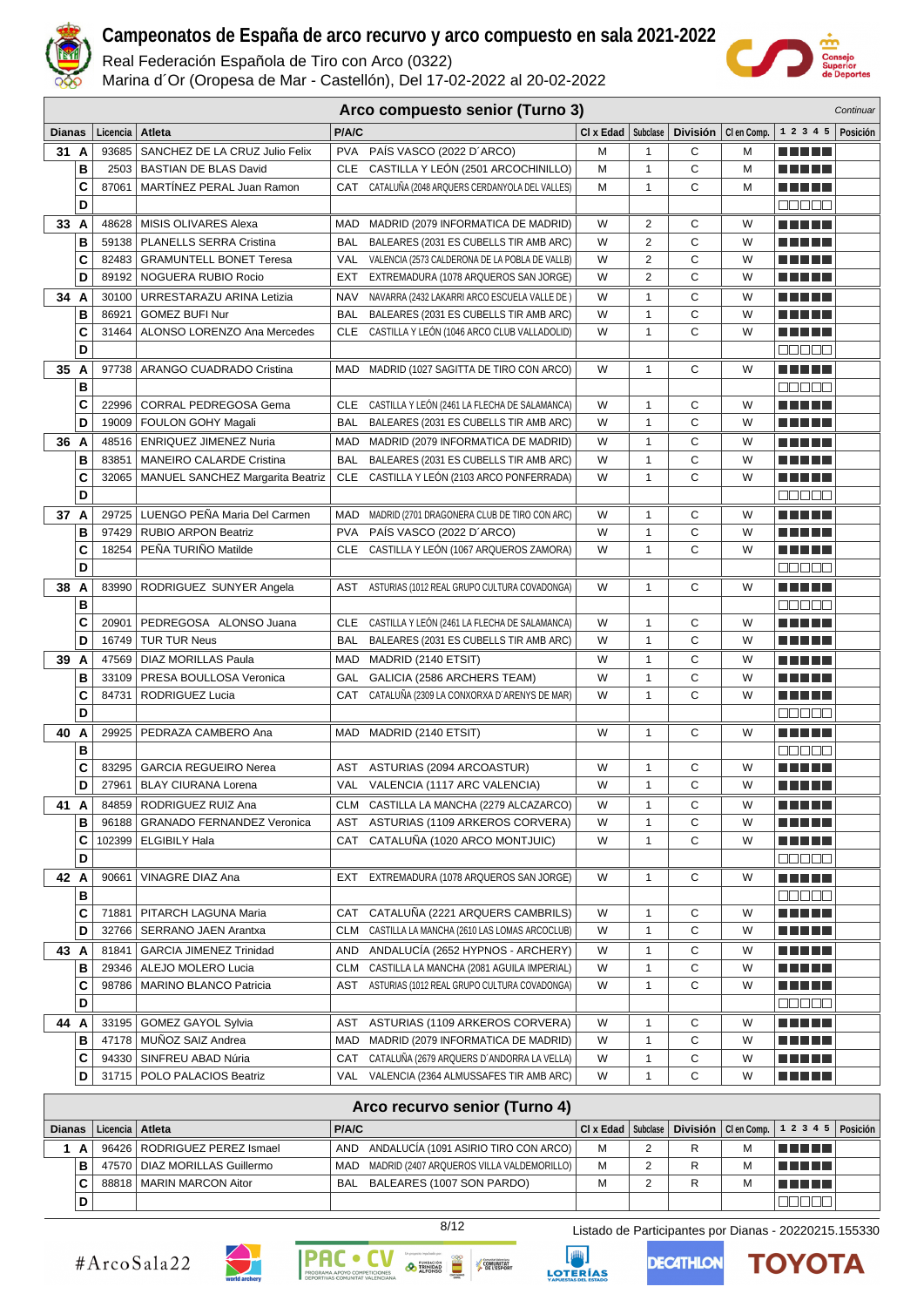# Campeonatos de España de arco recurvo y arco compuesto en sala 2021-2022

Real Federación Española de Tiro con Arco (0322)

Marina d´Or (Oropesa de Mar - Castellón), Del 17-02-2022 al 20-02-2022

## Arco compuesto senior (Turno 3)

*Continuar*

| Dianas | | Licencia | Atleta | P/A/C | | Cl x Edad | Subclase | División | Cl en Comp. | 1 2 3 4 5 | Posición |
|---|---|---|---|---|---|---|---|---|---|---|---|
| 31 | A | 93685 | SANCHEZ DE LA CRUZ Julio Felix | PVA | PAÍS VASCO (2022 D´ARCO) | M | 1 | C | M | | |
| | B | 2503 | BASTIAN DE BLAS David | CLE | CASTILLA Y LEÓN (2501 ARCOCHINILLO) | M | 1 | C | M | | |
| | C | 87061 | MARTÍNEZ PERAL Juan Ramon | CAT | CATALUÑA (2048 ARQUERS CERDANYOLA DEL VALLES) | M | 1 | C | M | | |
| | D | | | | | | | | | | |
| 33 | A | 48628 | MISIS OLIVARES Alexa | MAD | MADRID (2079 INFORMATICA DE MADRID) | W | 2 | C | W | | |
| | B | 59138 | PLANELLS SERRA Cristina | BAL | BALEARES (2031 ES CUBELLS TIR AMB ARC) | W | 2 | C | W | | |
| | C | 82483 | GRAMUNTELL BONET Teresa | VAL | VALENCIA (2573 CALDERONA DE LA POBLA DE VALLB) | W | 2 | C | W | | |
| | D | 89192 | NOGUERA RUBIO Rocio | EXT | EXTREMADURA (1078 ARQUEROS SAN JORGE) | W | 2 | C | W | | |
| 34 | A | 30100 | URRESTARAZU ARINA Letizia | NAV | NAVARRA (2432 LAKARRI ARCO ESCUELA VALLE DE ) | W | 1 | C | W | | |
| | B | 86921 | GOMEZ BUFI Nur | BAL | BALEARES (2031 ES CUBELLS TIR AMB ARC) | W | 1 | C | W | | |
| | C | 31464 | ALONSO LORENZO Ana Mercedes | CLE | CASTILLA Y LEÓN (1046 ARCO CLUB VALLADOLID) | W | 1 | C | W | | |
| | D | | | | | | | | | | |
| 35 | A | 97738 | ARANGO CUADRADO Cristina | MAD | MADRID (1027 SAGITTA DE TIRO CON ARCO) | W | 1 | C | W | | |
| | B | | | | | | | | | | |
| | C | 22996 | CORRAL PEDREGOSA Gema | CLE | CASTILLA Y LEÓN (2461 LA FLECHA DE SALAMANCA) | W | 1 | C | W | | |
| | D | 19009 | FOULON GOHY Magali | BAL | BALEARES (2031 ES CUBELLS TIR AMB ARC) | W | 1 | C | W | | |
| 36 | A | 48516 | ENRIQUEZ JIMENEZ Nuria | MAD | MADRID (2079 INFORMATICA DE MADRID) | W | 1 | C | W | | |
| | B | 83851 | MANEIRO CALARDE Cristina | BAL | BALEARES (2031 ES CUBELLS TIR AMB ARC) | W | 1 | C | W | | |
| | C | 32065 | MANUEL SANCHEZ Margarita Beatriz | CLE | CASTILLA Y LEÓN (2103 ARCO PONFERRADA) | W | 1 | C | W | | |
| | D | | | | | | | | | | |
| 37 | A | 29725 | LUENGO PEÑA Maria Del Carmen | MAD | MADRID (2701 DRAGONERA CLUB DE TIRO CON ARC) | W | 1 | C | W | | |
| | B | 97429 | RUBIO ARPON Beatriz | PVA | PAÍS VASCO (2022 D´ARCO) | W | 1 | C | W | | |
| | C | 18254 | PEÑA TURIÑO Matilde | CLE | CASTILLA Y LEÓN (1067 ARQUEROS ZAMORA) | W | 1 | C | W | | |
| | D | | | | | | | | | | |
| 38 | A | 83990 | RODRIGUEZ SUNYER Angela | AST | ASTURIAS (1012 REAL GRUPO CULTURA COVADONGA) | W | 1 | C | W | | |
| | B | | | | | | | | | | |
| | C | 20901 | PEDREGOSA ALONSO Juana | CLE | CASTILLA Y LEÓN (2461 LA FLECHA DE SALAMANCA) | W | 1 | C | W | | |
| | D | 16749 | TUR TUR Neus | BAL | BALEARES (2031 ES CUBELLS TIR AMB ARC) | W | 1 | C | W | | |
| 39 | A | 47569 | DIAZ MORILLAS Paula | MAD | MADRID (2140 ETSIT) | W | 1 | C | W | | |
| | B | 33109 | PRESA BOULLOSA Veronica | GAL | GALICIA (2586 ARCHERS TEAM) | W | 1 | C | W | | |
| | C | 84731 | RODRIGUEZ Lucia | CAT | CATALUÑA (2309 LA CONXORXA D´ARENYS DE MAR) | W | 1 | C | W | | |
| | D | | | | | | | | | | |
| 40 | A | 29925 | PEDRAZA CAMBERO Ana | MAD | MADRID (2140 ETSIT) | W | 1 | C | W | | |
| | B | | | | | | | | | | |
| | C | 83295 | GARCIA REGUEIRO Nerea | AST | ASTURIAS (2094 ARCOASTUR) | W | 1 | C | W | | |
| | D | 27961 | BLAY CIURANA Lorena | VAL | VALENCIA (1117 ARC VALENCIA) | W | 1 | C | W | | |
| 41 | A | 84859 | RODRIGUEZ RUIZ Ana | CLM | CASTILLA LA MANCHA (2279 ALCAZARCO) | W | 1 | C | W | | |
| | B | 96188 | GRANADO FERNANDEZ Veronica | AST | ASTURIAS (1109 ARKEROS CORVERA) | W | 1 | C | W | | |
| | C | 102399 | ELGIBILY Hala | CAT | CATALUÑA (1020 ARCO MONTJUIC) | W | 1 | C | W | | |
| | D | | | | | | | | | | |
| 42 | A | 90661 | VINAGRE DIAZ Ana | EXT | EXTREMADURA (1078 ARQUEROS SAN JORGE) | W | 1 | C | W | | |
| | B | | | | | | | | | | |
| | C | 71881 | PITARCH LAGUNA Maria | CAT | CATALUÑA (2221 ARQUERS CAMBRILS) | W | 1 | C | W | | |
| | D | 32766 | SERRANO JAEN Arantxa | CLM | CASTILLA LA MANCHA (2610 LAS LOMAS ARCOCLUB) | W | 1 | C | W | | |
| 43 | A | 81841 | GARCIA JIMENEZ Trinidad | AND | ANDALUCÍA (2652 HYPNOS - ARCHERY) | W | 1 | C | W | | |
| | B | 29346 | ALEJO MOLERO Lucia | CLM | CASTILLA LA MANCHA (2081 AGUILA IMPERIAL) | W | 1 | C | W | | |
| | C | 98786 | MARINO BLANCO Patricia | AST | ASTURIAS (1012 REAL GRUPO CULTURA COVADONGA) | W | 1 | C | W | | |
| | D | | | | | | | | | | |
| 44 | A | 33195 | GOMEZ GAYOL Sylvia | AST | ASTURIAS (1109 ARKEROS CORVERA) | W | 1 | C | W | | |
| | B | 47178 | MUÑOZ SAIZ Andrea | MAD | MADRID (2079 INFORMATICA DE MADRID) | W | 1 | C | W | | |
| | C | 94330 | SINFREU ABAD Núria | CAT | CATALUÑA (2679 ARQUERS D´ANDORRA LA VELLA) | W | 1 | C | W | | |
| | D | 31715 | POLO PALACIOS Beatriz | VAL | VALENCIA (2364 ALMUSSAFES TIR AMB ARC) | W | 1 | C | W | | |

## Arco recurvo senior (Turno 4)

| Dianas | | Licencia | Atleta | P/A/C | | Cl x Edad | Subclase | División | Cl en Comp. | 1 2 3 4 5 | Posición |
|---|---|---|---|---|---|---|---|---|---|---|---|
| 1 | A | 96426 | RODRIGUEZ PEREZ Ismael | AND | ANDALUCÍA (1091 ASIRIO TIRO CON ARCO) | M | 2 | R | M | | |
| | B | 47570 | DIAZ MORILLAS Guillermo | MAD | MADRID (2407 ARQUEROS VILLA VALDEMORILLO) | M | 2 | R | M | | |
| | C | 88818 | MARIN MARCON Aitor | BAL | BALEARES (1007 SON PARDO) | M | 2 | R | M | | |
| | D | | | | | | | | | | |

Listado de Participantes por Dianas - 20220215.155330

#ArcoSala22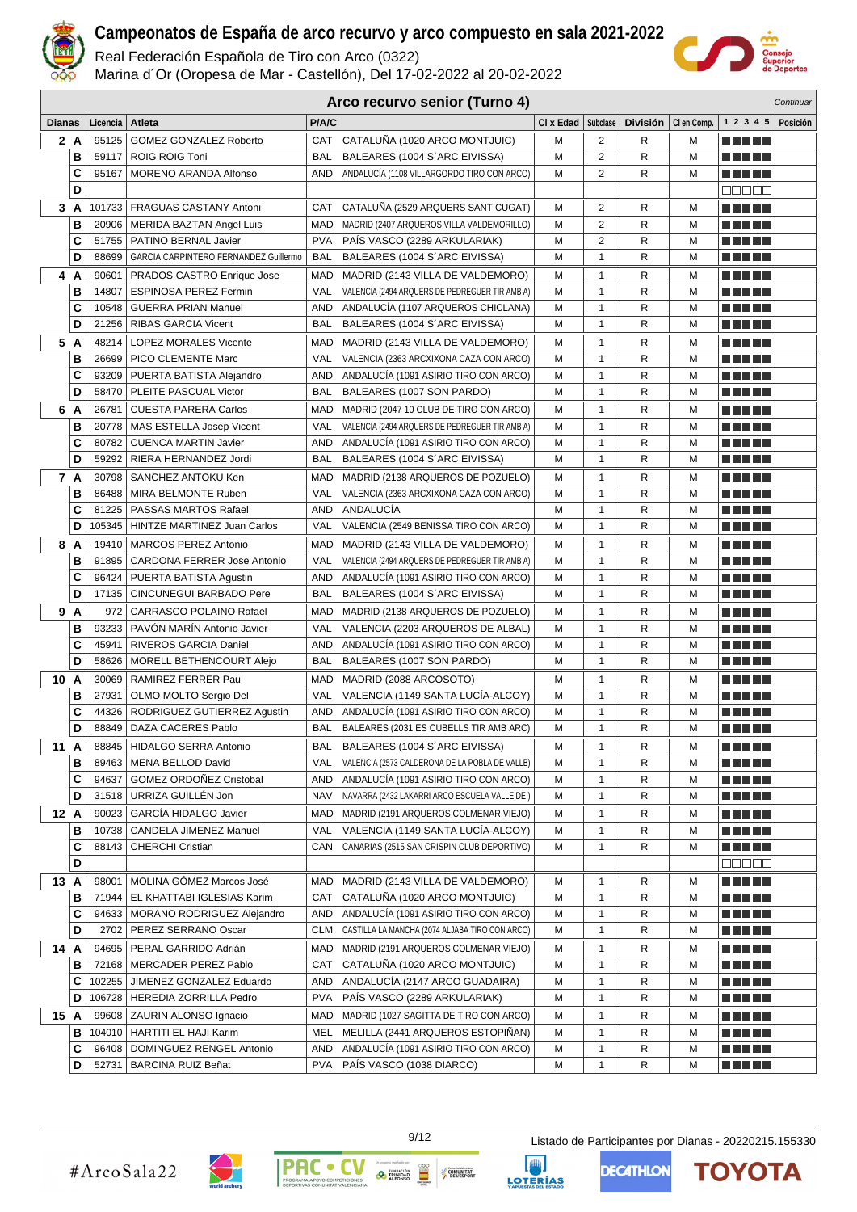# Campeonatos de España de arco recurvo y arco compuesto en sala 2021-2022

Real Federación Española de Tiro con Arco (0322)

Marina d´Or (Oropesa de Mar - Castellón), Del 17-02-2022 al 20-02-2022

## Arco recurvo senior (Turno 4)

*Continuar*

| Dianas | Licencia | Atleta | P/A/C | | Cl x Edad | Subclase | División | Cl en Comp. | 1 2 3 4 5 | Posición |
|---|---|---|---|---|---|---|---|---|---|---|
| 2 A | 95125 | GOMEZ GONZALEZ Roberto | CAT | CATALUÑA (1020 ARCO MONTJUIC) | M | 2 | R | M | | |
| B | 59117 | ROIG ROIG Toni | BAL | BALEARES (1004 S´ARC EIVISSA) | M | 2 | R | M | | |
| C | 95167 | MORENO ARANDA Alfonso | AND | ANDALUCÍA (1108 VILLARGORDO TIRO CON ARCO) | M | 2 | R | M | | |
| D | | | | | | | | | | |
| 3 A | 101733 | FRAGUAS CASTANY Antoni | CAT | CATALUÑA (2529 ARQUERS SANT CUGAT) | M | 2 | R | M | | |
| B | 20906 | MERIDA BAZTAN Angel Luis | MAD | MADRID (2407 ARQUEROS VILLA VALDEMORILLO) | M | 2 | R | M | | |
| C | 51755 | PATINO BERNAL Javier | PVA | PAÍS VASCO (2289 ARKULARIAK) | M | 2 | R | M | | |
| D | 88699 | GARCIA CARPINTERO FERNANDEZ Guillermo | BAL | BALEARES (1004 S´ARC EIVISSA) | M | 1 | R | M | | |
| 4 A | 90601 | PRADOS CASTRO Enrique Jose | MAD | MADRID (2143 VILLA DE VALDEMORO) | M | 1 | R | M | | |
| B | 14807 | ESPINOSA PEREZ Fermin | VAL | VALENCIA (2494 ARQUERS DE PEDREGUER TIR AMB A) | M | 1 | R | M | | |
| C | 10548 | GUERRA PRIAN Manuel | AND | ANDALUCÍA (1107 ARQUEROS CHICLANA) | M | 1 | R | M | | |
| D | 21256 | RIBAS GARCIA Vicent | BAL | BALEARES (1004 S´ARC EIVISSA) | M | 1 | R | M | | |
| 5 A | 48214 | LOPEZ MORALES Vicente | MAD | MADRID (2143 VILLA DE VALDEMORO) | M | 1 | R | M | | |
| B | 26699 | PICO CLEMENTE Marc | VAL | VALENCIA (2363 ARCXIXONA CAZA CON ARCO) | M | 1 | R | M | | |
| C | 93209 | PUERTA BATISTA Alejandro | AND | ANDALUCÍA (1091 ASIRIO TIRO CON ARCO) | M | 1 | R | M | | |
| D | 58470 | PLEITE PASCUAL Victor | BAL | BALEARES (1007 SON PARDO) | M | 1 | R | M | | |
| 6 A | 26781 | CUESTA PARERA Carlos | MAD | MADRID (2047 10 CLUB DE TIRO CON ARCO) | M | 1 | R | M | | |
| B | 20778 | MAS ESTELLA Josep Vicent | VAL | VALENCIA (2494 ARQUERS DE PEDREGUER TIR AMB A) | M | 1 | R | M | | |
| C | 80782 | CUENCA MARTIN Javier | AND | ANDALUCÍA (1091 ASIRIO TIRO CON ARCO) | M | 1 | R | M | | |
| D | 59292 | RIERA HERNANDEZ Jordi | BAL | BALEARES (1004 S´ARC EIVISSA) | M | 1 | R | M | | |
| 7 A | 30798 | SANCHEZ ANTOKU Ken | MAD | MADRID (2138 ARQUEROS DE POZUELO) | M | 1 | R | M | | |
| B | 86488 | MIRA BELMONTE Ruben | VAL | VALENCIA (2363 ARCXIXONA CAZA CON ARCO) | M | 1 | R | M | | |
| C | 81225 | PASSAS MARTOS Rafael | AND | ANDALUCÍA | M | 1 | R | M | | |
| D | 105345 | HINTZE MARTINEZ Juan Carlos | VAL | VALENCIA (2549 BENISSA TIRO CON ARCO) | M | 1 | R | M | | |
| 8 A | 19410 | MARCOS PEREZ Antonio | MAD | MADRID (2143 VILLA DE VALDEMORO) | M | 1 | R | M | | |
| B | 91895 | CARDONA FERRER Jose Antonio | VAL | VALENCIA (2494 ARQUERS DE PEDREGUER TIR AMB A) | M | 1 | R | M | | |
| C | 96424 | PUERTA BATISTA Agustin | AND | ANDALUCÍA (1091 ASIRIO TIRO CON ARCO) | M | 1 | R | M | | |
| D | 17135 | CINCUNEGUI BARBADO Pere | BAL | BALEARES (1004 S´ARC EIVISSA) | M | 1 | R | M | | |
| 9 A | 972 | CARRASCO POLAINO Rafael | MAD | MADRID (2138 ARQUEROS DE POZUELO) | M | 1 | R | M | | |
| B | 93233 | PAVÓN MARÍN Antonio Javier | VAL | VALENCIA (2203 ARQUEROS DE ALBAL) | M | 1 | R | M | | |
| C | 45941 | RIVEROS GARCIA Daniel | AND | ANDALUCÍA (1091 ASIRIO TIRO CON ARCO) | M | 1 | R | M | | |
| D | 58626 | MORELL BETHENCOURT Alejo | BAL | BALEARES (1007 SON PARDO) | M | 1 | R | M | | |
| 10 A | 30069 | RAMIREZ FERRER Pau | MAD | MADRID (2088 ARCOSOTO) | M | 1 | R | M | | |
| B | 27931 | OLMO MOLTO Sergio Del | VAL | VALENCIA (1149 SANTA LUCÍA-ALCOY) | M | 1 | R | M | | |
| C | 44326 | RODRIGUEZ GUTIERREZ Agustin | AND | ANDALUCÍA (1091 ASIRIO TIRO CON ARCO) | M | 1 | R | M | | |
| D | 88849 | DAZA CACERES Pablo | BAL | BALEARES (2031 ES CUBELLS TIR AMB ARC) | M | 1 | R | M | | |
| 11 A | 88845 | HIDALGO SERRA Antonio | BAL | BALEARES (1004 S´ARC EIVISSA) | M | 1 | R | M | | |
| B | 89463 | MENA BELLOD David | VAL | VALENCIA (2573 CALDERONA DE LA POBLA DE VALLB) | M | 1 | R | M | | |
| C | 94637 | GOMEZ ORDOÑEZ Cristobal | AND | ANDALUCÍA (1091 ASIRIO TIRO CON ARCO) | M | 1 | R | M | | |
| D | 31518 | URRIZA GUILLÉN Jon | NAV | NAVARRA (2432 LAKARRI ARCO ESCUELA VALLE DE ) | M | 1 | R | M | | |
| 12 A | 90023 | GARCÍA HIDALGO Javier | MAD | MADRID (2191 ARQUEROS COLMENAR VIEJO) | M | 1 | R | M | | |
| B | 10738 | CANDELA JIMENEZ Manuel | VAL | VALENCIA (1149 SANTA LUCÍA-ALCOY) | M | 1 | R | M | | |
| C | 88143 | CHERCHI Cristian | CAN | CANARIAS (2515 SAN CRISPIN CLUB DEPORTIVO) | M | 1 | R | M | | |
| D | | | | | | | | | | |
| 13 A | 98001 | MOLINA GÓMEZ Marcos José | MAD | MADRID (2143 VILLA DE VALDEMORO) | M | 1 | R | M | | |
| B | 71944 | EL KHATTABI IGLESIAS Karim | CAT | CATALUÑA (1020 ARCO MONTJUIC) | M | 1 | R | M | | |
| C | 94633 | MORANO RODRIGUEZ Alejandro | AND | ANDALUCÍA (1091 ASIRIO TIRO CON ARCO) | M | 1 | R | M | | |
| D | 2702 | PEREZ SERRANO Oscar | CLM | CASTILLA LA MANCHA (2074 ALJABA TIRO CON ARCO) | M | 1 | R | M | | |
| 14 A | 94695 | PERAL GARRIDO Adrián | MAD | MADRID (2191 ARQUEROS COLMENAR VIEJO) | M | 1 | R | M | | |
| B | 72168 | MERCADER PEREZ Pablo | CAT | CATALUÑA (1020 ARCO MONTJUIC) | M | 1 | R | M | | |
| C | 102255 | JIMENEZ GONZALEZ Eduardo | AND | ANDALUCÍA (2147 ARCO GUADAIRA) | M | 1 | R | M | | |
| D | 106728 | HEREDIA ZORRILLA Pedro | PVA | PAÍS VASCO (2289 ARKULARIAK) | M | 1 | R | M | | |
| 15 A | 99608 | ZAURIN ALONSO Ignacio | MAD | MADRID (1027 SAGITTA DE TIRO CON ARCO) | M | 1 | R | M | | |
| B | 104010 | HARTITI EL HAJI Karim | MEL | MELILLA (2441 ARQUEROS ESTOPIÑAN) | M | 1 | R | M | | |
| C | 96408 | DOMINGUEZ RENGEL Antonio | AND | ANDALUCÍA (1091 ASIRIO TIRO CON ARCO) | M | 1 | R | M | | |
| D | 52731 | BARCINA RUIZ Beñat | PVA | PAÍS VASCO (1038 DIARCO) | M | 1 | R | M | | |

Listado de Participantes por Dianas - 20220215.155330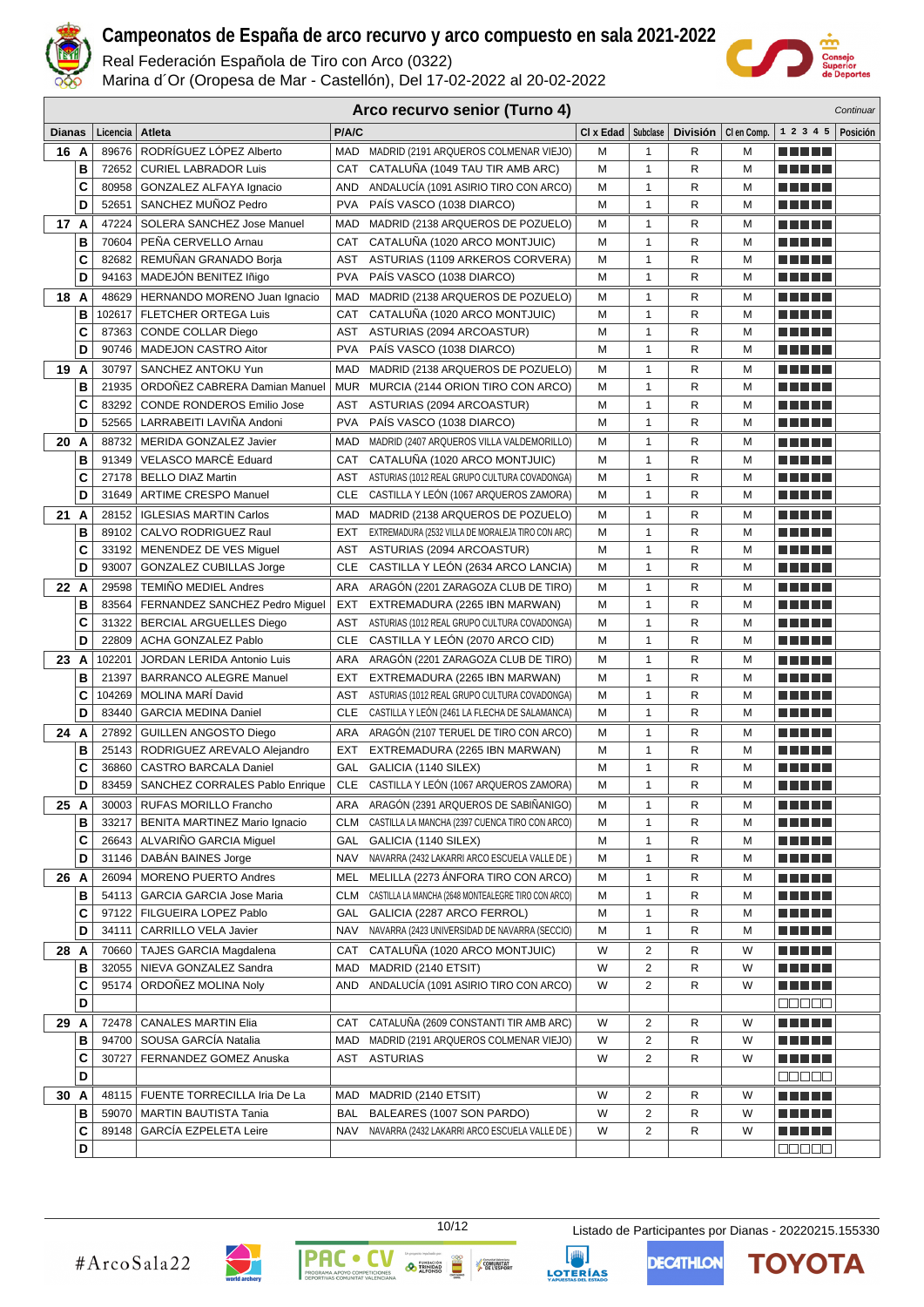# Campeonatos de España de arco recurvo y arco compuesto en sala 2021-2022

Real Federación Española de Tiro con Arco (0322)

Marina d´Or (Oropesa de Mar - Castellón), Del 17-02-2022 al 20-02-2022

## Arco recurvo senior (Turno 4)

*Continuar*

| Dianas | Licencia | Atleta | P/A/C | | Cl x Edad | Subclase | División | Cl en Comp. | 1 2 3 4 5 | Posición |
|---|---|---|---|---|---|---|---|---|---|---|
| 16 A | 89676 | RODRÍGUEZ LÓPEZ Alberto | MAD | MADRID (2191 ARQUEROS COLMENAR VIEJO) | M | 1 | R | M | | |
| B | 72652 | CURIEL LABRADOR Luis | CAT | CATALUÑA (1049 TAU TIR AMB ARC) | M | 1 | R | M | | |
| C | 80958 | GONZALEZ ALFAYA Ignacio | AND | ANDALUCÍA (1091 ASIRIO TIRO CON ARCO) | M | 1 | R | M | | |
| D | 52651 | SANCHEZ MUÑOZ Pedro | PVA | PAÍS VASCO (1038 DIARCO) | M | 1 | R | M | | |
| 17 A | 47224 | SOLERA SANCHEZ Jose Manuel | MAD | MADRID (2138 ARQUEROS DE POZUELO) | M | 1 | R | M | | |
| B | 70604 | PEÑA CERVELLO Arnau | CAT | CATALUÑA (1020 ARCO MONTJUIC) | M | 1 | R | M | | |
| C | 82682 | REMUÑAN GRANADO Borja | AST | ASTURIAS (1109 ARKEROS CORVERA) | M | 1 | R | M | | |
| D | 94163 | MADEJÓN BENITEZ Iñigo | PVA | PAÍS VASCO (1038 DIARCO) | M | 1 | R | M | | |
| 18 A | 48629 | HERNANDO MORENO Juan Ignacio | MAD | MADRID (2138 ARQUEROS DE POZUELO) | M | 1 | R | M | | |
| B | 102617 | FLETCHER ORTEGA Luis | CAT | CATALUÑA (1020 ARCO MONTJUIC) | M | 1 | R | M | | |
| C | 87363 | CONDE COLLAR Diego | AST | ASTURIAS (2094 ARCOASTUR) | M | 1 | R | M | | |
| D | 90746 | MADEJON CASTRO Aitor | PVA | PAÍS VASCO (1038 DIARCO) | M | 1 | R | M | | |
| 19 A | 30797 | SANCHEZ ANTOKU Yun | MAD | MADRID (2138 ARQUEROS DE POZUELO) | M | 1 | R | M | | |
| B | 21935 | ORDOÑEZ CABRERA Damian Manuel | MUR | MURCIA (2144 ORION TIRO CON ARCO) | M | 1 | R | M | | |
| C | 83292 | CONDE RONDEROS Emilio Jose | AST | ASTURIAS (2094 ARCOASTUR) | M | 1 | R | M | | |
| D | 52565 | LARRABEITI LAVIÑA Andoni | PVA | PAÍS VASCO (1038 DIARCO) | M | 1 | R | M | | |
| 20 A | 88732 | MERIDA GONZALEZ Javier | MAD | MADRID (2407 ARQUEROS VILLA VALDEMORILLO) | M | 1 | R | M | | |
| B | 91349 | VELASCO MARCÈ Eduard | CAT | CATALUÑA (1020 ARCO MONTJUIC) | M | 1 | R | M | | |
| C | 27178 | BELLO DIAZ Martin | AST | ASTURIAS (1012 REAL GRUPO CULTURA COVADONGA) | M | 1 | R | M | | |
| D | 31649 | ARTIME CRESPO Manuel | CLE | CASTILLA Y LEÓN (1067 ARQUEROS ZAMORA) | M | 1 | R | M | | |
| 21 A | 28152 | IGLESIAS MARTIN Carlos | MAD | MADRID (2138 ARQUEROS DE POZUELO) | M | 1 | R | M | | |
| B | 89102 | CALVO RODRIGUEZ Raul | EXT | EXTREMADURA (2532 VILLA DE MORALEJA TIRO CON ARC) | M | 1 | R | M | | |
| C | 33192 | MENENDEZ DE VES Miguel | AST | ASTURIAS (2094 ARCOASTUR) | M | 1 | R | M | | |
| D | 93007 | GONZALEZ CUBILLAS Jorge | CLE | CASTILLA Y LEÓN (2634 ARCO LANCIA) | M | 1 | R | M | | |
| 22 A | 29598 | TEMIÑO MEDIEL Andres | ARA | ARAGÓN (2201 ZARAGOZA CLUB DE TIRO) | M | 1 | R | M | | |
| B | 83564 | FERNANDEZ SANCHEZ Pedro Miguel | EXT | EXTREMADURA (2265 IBN MARWAN) | M | 1 | R | M | | |
| C | 31322 | BERCIAL ARGUELLES Diego | AST | ASTURIAS (1012 REAL GRUPO CULTURA COVADONGA) | M | 1 | R | M | | |
| D | 22809 | ACHA GONZALEZ Pablo | CLE | CASTILLA Y LEÓN (2070 ARCO CID) | M | 1 | R | M | | |
| 23 A | 102201 | JORDAN LERIDA Antonio Luis | ARA | ARAGÓN (2201 ZARAGOZA CLUB DE TIRO) | M | 1 | R | M | | |
| B | 21397 | BARRANCO ALEGRE Manuel | EXT | EXTREMADURA (2265 IBN MARWAN) | M | 1 | R | M | | |
| C | 104269 | MOLINA MARÍ David | AST | ASTURIAS (1012 REAL GRUPO CULTURA COVADONGA) | M | 1 | R | M | | |
| D | 83440 | GARCIA MEDINA Daniel | CLE | CASTILLA Y LEÓN (2461 LA FLECHA DE SALAMANCA) | M | 1 | R | M | | |
| 24 A | 27892 | GUILLEN ANGOSTO Diego | ARA | ARAGÓN (2107 TERUEL DE TIRO CON ARCO) | M | 1 | R | M | | |
| B | 25143 | RODRIGUEZ AREVALO Alejandro | EXT | EXTREMADURA (2265 IBN MARWAN) | M | 1 | R | M | | |
| C | 36860 | CASTRO BARCALA Daniel | GAL | GALICIA (1140 SILEX) | M | 1 | R | M | | |
| D | 83459 | SANCHEZ CORRALES Pablo Enrique | CLE | CASTILLA Y LEÓN (1067 ARQUEROS ZAMORA) | M | 1 | R | M | | |
| 25 A | 30003 | RUFAS MORILLO Francho | ARA | ARAGÓN (2391 ARQUEROS DE SABIÑANIGO) | M | 1 | R | M | | |
| B | 33217 | BENITA MARTINEZ Mario Ignacio | CLM | CASTILLA LA MANCHA (2397 CUENCA TIRO CON ARCO) | M | 1 | R | M | | |
| C | 26643 | ALVARIÑO GARCIA Miguel | GAL | GALICIA (1140 SILEX) | M | 1 | R | M | | |
| D | 31146 | DABÁN BAINES Jorge | NAV | NAVARRA (2432 LAKARRI ARCO ESCUELA VALLE DE ) | M | 1 | R | M | | |
| 26 A | 26094 | MORENO PUERTO Andres | MEL | MELILLA (2273 ÁNFORA TIRO CON ARCO) | M | 1 | R | M | | |
| B | 54113 | GARCIA GARCIA Jose Maria | CLM | CASTILLA LA MANCHA (2648 MONTEALEGRE TIRO CON ARCO) | M | 1 | R | M | | |
| C | 97122 | FILGUEIRA LOPEZ Pablo | GAL | GALICIA (2287 ARCO FERROL) | M | 1 | R | M | | |
| D | 34111 | CARRILLO VELA Javier | NAV | NAVARRA (2423 UNIVERSIDAD DE NAVARRA (SECCIO) | M | 1 | R | M | | |
| 28 A | 70660 | TAJES GARCIA Magdalena | CAT | CATALUÑA (1020 ARCO MONTJUIC) | W | 2 | R | W | | |
| B | 32055 | NIEVA GONZALEZ Sandra | MAD | MADRID (2140 ETSIT) | W | 2 | R | W | | |
| C | 95174 | ORDOÑEZ MOLINA Noly | AND | ANDALUCÍA (1091 ASIRIO TIRO CON ARCO) | W | 2 | R | W | | |
| D | | | | | | | | | | |
| 29 A | 72478 | CANALES MARTIN Elia | CAT | CATALUÑA (2609 CONSTANTI TIR AMB ARC) | W | 2 | R | W | | |
| B | 94700 | SOUSA GARCÍA Natalia | MAD | MADRID (2191 ARQUEROS COLMENAR VIEJO) | W | 2 | R | W | | |
| C | 30727 | FERNANDEZ GOMEZ Anuska | AST | ASTURIAS | W | 2 | R | W | | |
| D | | | | | | | | | | |
| 30 A | 48115 | FUENTE TORRECILLA Iria De La | MAD | MADRID (2140 ETSIT) | W | 2 | R | W | | |
| B | 59070 | MARTIN BAUTISTA Tania | BAL | BALEARES (1007 SON PARDO) | W | 2 | R | W | | |
| C | 89148 | GARCÍA EZPELETA Leire | NAV | NAVARRA (2432 LAKARRI ARCO ESCUELA VALLE DE ) | W | 2 | R | W | | |
| D | | | | | | | | | | |

Listado de Participantes por Dianas - 20220215.155330

#ArcoSala22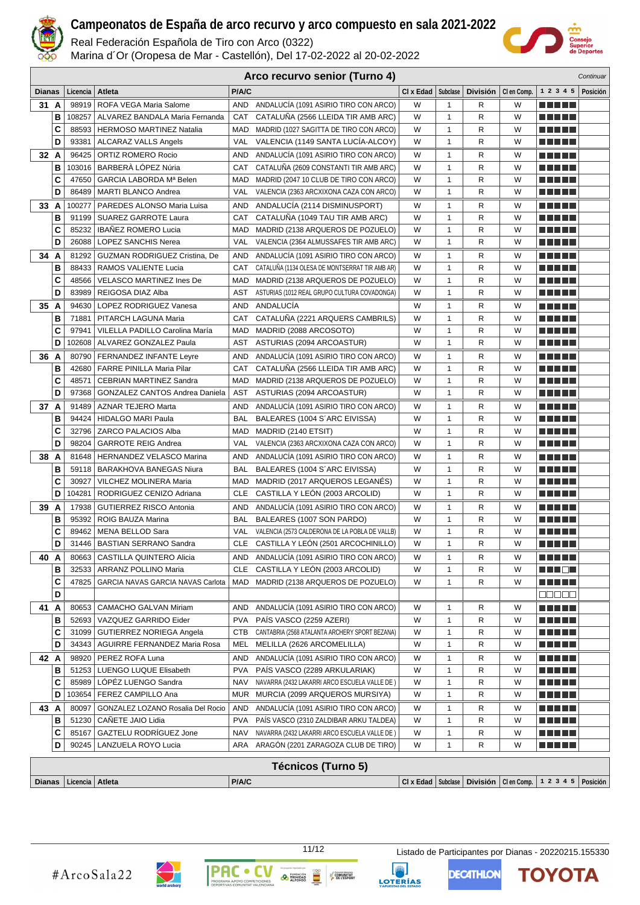# Campeonatos de España de arco recurvo y arco compuesto en sala 2021-2022

Real Federación Española de Tiro con Arco (0322)

Marina d´Or (Oropesa de Mar - Castellón), Del 17-02-2022 al 20-02-2022

## Arco recurvo senior (Turno 4)

*Continuar*

| Dianas | | Licencia | Atleta | P/A/C | | Cl x Edad | Subclase | División | Cl en Comp. | 1 2 3 4 5 | Posición |
|---|---|---|---|---|---|---|---|---|---|---|---|
| 31 | A | 98919 | ROFA VEGA Maria Salome | AND | ANDALUCÍA (1091 ASIRIO TIRO CON ARCO) | W | 1 | R | W | | |
| | B | 108257 | ALVAREZ BANDALA Maria Fernanda | CAT | CATALUÑA (2566 LLEIDA TIR AMB ARC) | W | 1 | R | W | | |
| | C | 88593 | HERMOSO MARTINEZ Natalia | MAD | MADRID (1027 SAGITTA DE TIRO CON ARCO) | W | 1 | R | W | | |
| | D | 93381 | ALCARAZ VALLS Angels | VAL | VALENCIA (1149 SANTA LUCÍA-ALCOY) | W | 1 | R | W | | |
| 32 | A | 96425 | ORTIZ ROMERO Rocio | AND | ANDALUCÍA (1091 ASIRIO TIRO CON ARCO) | W | 1 | R | W | | |
| | B | 103016 | BARBERÀ LÓPEZ Núria | CAT | CATALUÑA (2609 CONSTANTI TIR AMB ARC) | W | 1 | R | W | | |
| | C | 47650 | GARCIA LABORDA Mª Belen | MAD | MADRID (2047 10 CLUB DE TIRO CON ARCO) | W | 1 | R | W | | |
| | D | 86489 | MARTI BLANCO Andrea | VAL | VALENCIA (2363 ARCXIXONA CAZA CON ARCO) | W | 1 | R | W | | |
| 33 | A | 100277 | PAREDES ALONSO Maria Luisa | AND | ANDALUCÍA (2114 DISMINUSPORT) | W | 1 | R | W | | |
| | B | 91199 | SUAREZ GARROTE Laura | CAT | CATALUÑA (1049 TAU TIR AMB ARC) | W | 1 | R | W | | |
| | C | 85232 | IBAÑEZ ROMERO Lucia | MAD | MADRID (2138 ARQUEROS DE POZUELO) | W | 1 | R | W | | |
| | D | 26088 | LOPEZ SANCHIS Nerea | VAL | VALENCIA (2364 ALMUSSAFES TIR AMB ARC) | W | 1 | R | W | | |
| 34 | A | 81292 | GUZMAN RODRIGUEZ Cristina, De | AND | ANDALUCÍA (1091 ASIRIO TIRO CON ARCO) | W | 1 | R | W | | |
| | B | 88433 | RAMOS VALIENTE Lucia | CAT | CATALUÑA (1134 OLESA DE MONTSERRAT TIR AMB AR) | W | 1 | R | W | | |
| | C | 48566 | VELASCO MARTINEZ Ines De | MAD | MADRID (2138 ARQUEROS DE POZUELO) | W | 1 | R | W | | |
| | D | 83989 | REIGOSA DIAZ Alba | AST | ASTURIAS (1012 REAL GRUPO CULTURA COVADONGA) | W | 1 | R | W | | |
| 35 | A | 94630 | LOPEZ RODRIGUEZ Vanesa | AND | ANDALUCÍA | W | 1 | R | W | | |
| | B | 71881 | PITARCH LAGUNA Maria | CAT | CATALUÑA (2221 ARQUERS CAMBRILS) | W | 1 | R | W | | |
| | C | 97941 | VILELLA PADILLO Carolina María | MAD | MADRID (2088 ARCOSOTO) | W | 1 | R | W | | |
| | D | 102608 | ALVAREZ GONZALEZ Paula | AST | ASTURIAS (2094 ARCOASTUR) | W | 1 | R | W | | |
| 36 | A | 80790 | FERNANDEZ INFANTE Leyre | AND | ANDALUCÍA (1091 ASIRIO TIRO CON ARCO) | W | 1 | R | W | | |
| | B | 42680 | FARRE PINILLA Maria Pilar | CAT | CATALUÑA (2566 LLEIDA TIR AMB ARC) | W | 1 | R | W | | |
| | C | 48571 | CEBRIAN MARTINEZ Sandra | MAD | MADRID (2138 ARQUEROS DE POZUELO) | W | 1 | R | W | | |
| | D | 97368 | GONZALEZ CANTOS Andrea Daniela | AST | ASTURIAS (2094 ARCOASTUR) | W | 1 | R | W | | |
| 37 | A | 91489 | AZNAR TEJERO Marta | AND | ANDALUCÍA (1091 ASIRIO TIRO CON ARCO) | W | 1 | R | W | | |
| | B | 94424 | HIDALGO MARI Paula | BAL | BALEARES (1004 S´ARC EIVISSA) | W | 1 | R | W | | |
| | C | 32796 | ZARCO PALACIOS Alba | MAD | MADRID (2140 ETSIT) | W | 1 | R | W | | |
| | D | 98204 | GARROTE REIG Andrea | VAL | VALENCIA (2363 ARCXIXONA CAZA CON ARCO) | W | 1 | R | W | | |
| 38 | A | 81648 | HERNANDEZ VELASCO Marina | AND | ANDALUCÍA (1091 ASIRIO TIRO CON ARCO) | W | 1 | R | W | | |
| | B | 59118 | BARAKHOVA BANEGAS Niura | BAL | BALEARES (1004 S´ARC EIVISSA) | W | 1 | R | W | | |
| | C | 30927 | VILCHEZ MOLINERA Maria | MAD | MADRID (2017 ARQUEROS LEGANÉS) | W | 1 | R | W | | |
| | D | 104281 | RODRIGUEZ CENIZO Adriana | CLE | CASTILLA Y LEÓN (2003 ARCOLID) | W | 1 | R | W | | |
| 39 | A | 17938 | GUTIERREZ RISCO Antonia | AND | ANDALUCÍA (1091 ASIRIO TIRO CON ARCO) | W | 1 | R | W | | |
| | B | 95392 | ROIG BAUZA Marina | BAL | BALEARES (1007 SON PARDO) | W | 1 | R | W | | |
| | C | 89462 | MENA BELLOD Sara | VAL | VALENCIA (2573 CALDERONA DE LA POBLA DE VALLB) | W | 1 | R | W | | |
| | D | 31446 | BASTIAN SERRANO Sandra | CLE | CASTILLA Y LEÓN (2501 ARCOCHINILLO) | W | 1 | R | W | | |
| 40 | A | 80663 | CASTILLA QUINTERO Alicia | AND | ANDALUCÍA (1091 ASIRIO TIRO CON ARCO) | W | 1 | R | W | | |
| | B | 32533 | ARRANZ POLLINO Maria | CLE | CASTILLA Y LEÓN (2003 ARCOLID) | W | 1 | R | W | | |
| | C | 47825 | GARCIA NAVAS GARCIA NAVAS Carlota | MAD | MADRID (2138 ARQUEROS DE POZUELO) | W | 1 | R | W | | |
| | D | | | | | | | | | | |
| 41 | A | 80653 | CAMACHO GALVAN Miriam | AND | ANDALUCÍA (1091 ASIRIO TIRO CON ARCO) | W | 1 | R | W | | |
| | B | 52693 | VAZQUEZ GARRIDO Eider | PVA | PAÍS VASCO (2259 AZERI) | W | 1 | R | W | | |
| | C | 31099 | GUTIERREZ NORIEGA Angela | CTB | CANTABRIA (2568 ATALANTA ARCHERY SPORT BEZANA) | W | 1 | R | W | | |
| | D | 34343 | AGUIRRE FERNANDEZ Maria Rosa | MEL | MELILLA (2626 ARCOMELILLA) | W | 1 | R | W | | |
| 42 | A | 98920 | PEREZ ROFA Luna | AND | ANDALUCÍA (1091 ASIRIO TIRO CON ARCO) | W | 1 | R | W | | |
| | B | 51253 | LUENGO LUQUE Elisabeth | PVA | PAÍS VASCO (2289 ARKULARIAK) | W | 1 | R | W | | |
| | C | 85989 | LÓPÉZ LUENGO Sandra | NAV | NAVARRA (2432 LAKARRI ARCO ESCUELA VALLE DE ) | W | 1 | R | W | | |
| | D | 103654 | FEREZ CAMPILLO Ana | MUR | MURCIA (2099 ARQUEROS MURSIYA) | W | 1 | R | W | | |
| 43 | A | 80097 | GONZALEZ LOZANO Rosalia Del Rocio | AND | ANDALUCÍA (1091 ASIRIO TIRO CON ARCO) | W | 1 | R | W | | |
| | B | 51230 | CAÑETE JAIO Lidia | PVA | PAÍS VASCO (2310 ZALDIBAR ARKU TALDEA) | W | 1 | R | W | | |
| | C | 85167 | GAZTELU RODRÍGUEZ Jone | NAV | NAVARRA (2432 LAKARRI ARCO ESCUELA VALLE DE ) | W | 1 | R | W | | |
| | D | 90245 | LANZUELA ROYO Lucia | ARA | ARAGÓN (2201 ZARAGOZA CLUB DE TIRO) | W | 1 | R | W | | |

## Técnicos (Turno 5)

| Dianas | Licencia | Atleta | P/A/C | Cl x Edad | Subclase | División | Cl en Comp. | 1 2 3 4 5 | Posición |
|---|---|---|---|---|---|---|---|---|---|

Listado de Participantes por Dianas - 20220215.155330

#ArcoSala22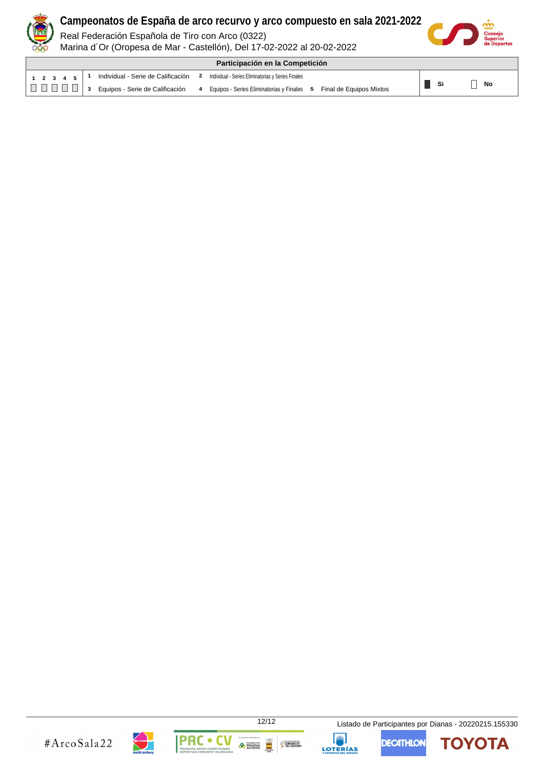**Participación en la Competición**

| | | | |
|---|---|---|---|
| 1 2 3 4 5 | 1 Individual - Serie de Calificación | 2 Individual - Series Eliminatorias y Series Finales | ■ Si |
| ☐ ☐ ☐ ☐ ☐ | 3 Equipos - Serie de Calificación | 4 Equipos - Series Eliminatorias y Finales 5 Final de Equipos Mixtos | ☐ No |